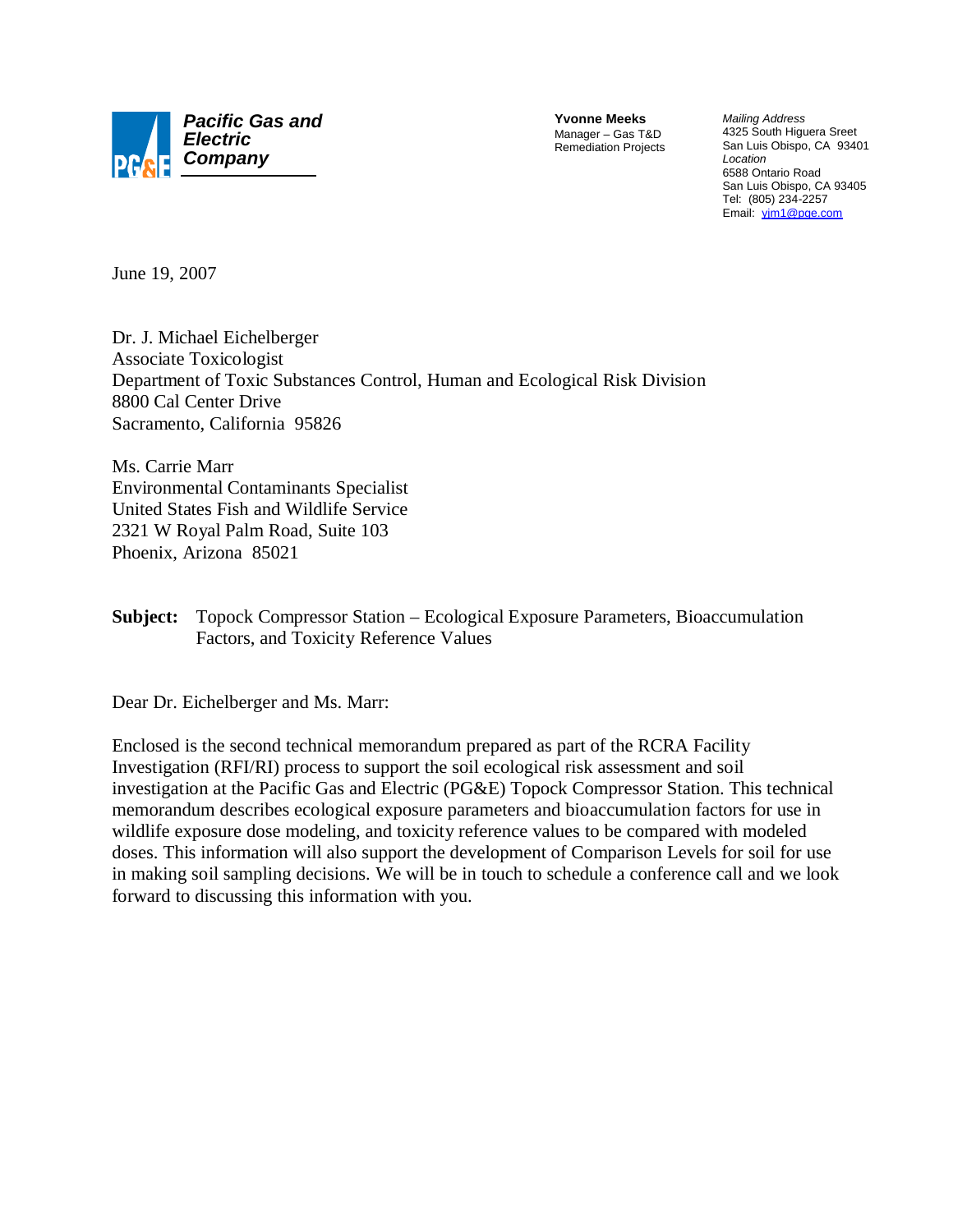**Pacific Gas and Electric Company**

**Yvonne Meeks**
Manager – Gas T&D
Remediation Projects

*Mailing Address*
4325 South Higuera Sreet
San Luis Obispo, CA 93401
*Location*
6588 Ontario Road
San Luis Obispo, CA 93405
Tel: (805) 234-2257
Email: yjm1@pge.com

June 19, 2007

Dr. J. Michael Eichelberger
Associate Toxicologist
Department of Toxic Substances Control, Human and Ecological Risk Division
8800 Cal Center Drive
Sacramento, California 95826

Ms. Carrie Marr
Environmental Contaminants Specialist
United States Fish and Wildlife Service
2321 W Royal Palm Road, Suite 103
Phoenix, Arizona 85021

**Subject:** Topock Compressor Station – Ecological Exposure Parameters, Bioaccumulation Factors, and Toxicity Reference Values

Dear Dr. Eichelberger and Ms. Marr:

Enclosed is the second technical memorandum prepared as part of the RCRA Facility Investigation (RFI/RI) process to support the soil ecological risk assessment and soil investigation at the Pacific Gas and Electric (PG&E) Topock Compressor Station. This technical memorandum describes ecological exposure parameters and bioaccumulation factors for use in wildlife exposure dose modeling, and toxicity reference values to be compared with modeled doses. This information will also support the development of Comparison Levels for soil for use in making soil sampling decisions. We will be in touch to schedule a conference call and we look forward to discussing this information with you.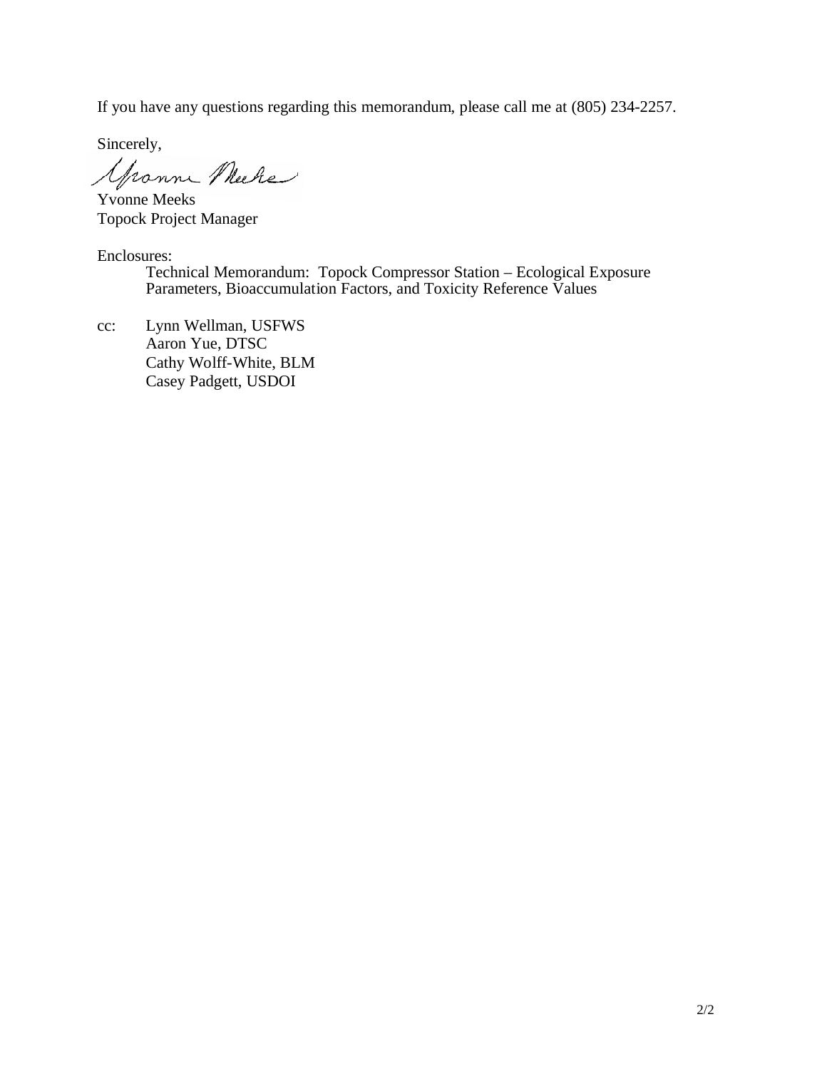If you have any questions regarding this memorandum, please call me at (805) 234-2257.

Sincerely,

Yvonne Meeks
Topock Project Manager

Enclosures:
Technical Memorandum: Topock Compressor Station – Ecological Exposure Parameters, Bioaccumulation Factors, and Toxicity Reference Values

cc: Lynn Wellman, USFWS
Aaron Yue, DTSC
Cathy Wolff-White, BLM
Casey Padgett, USDOI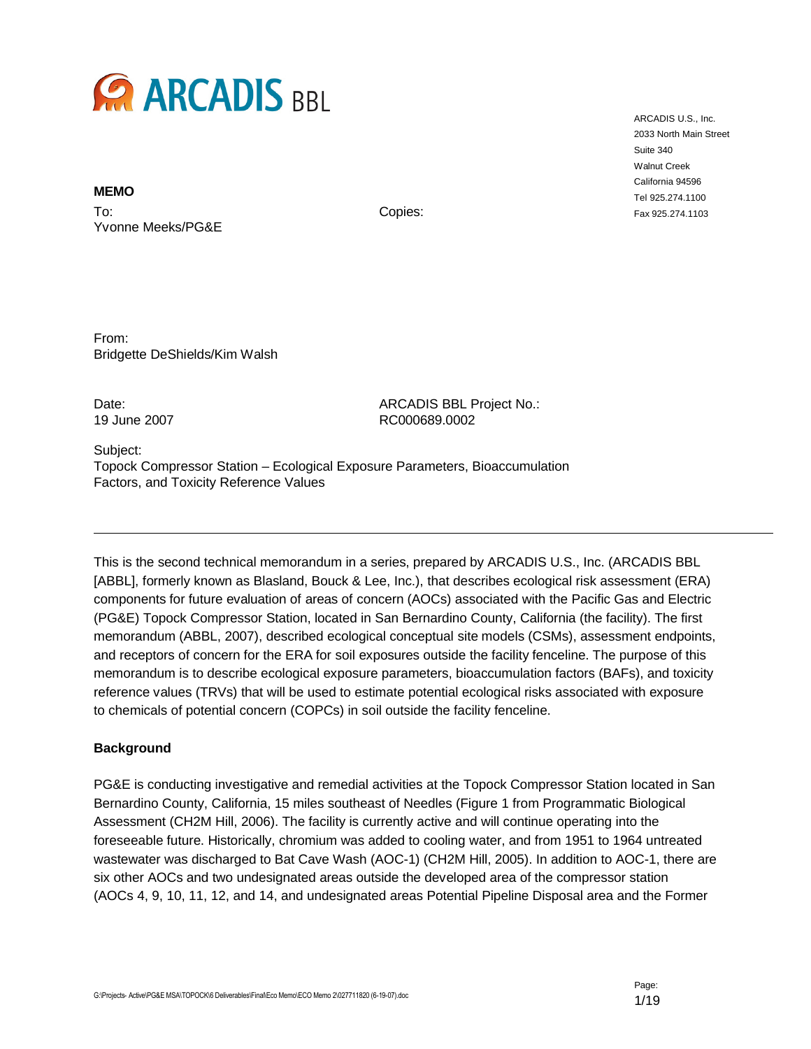**MEMO**

To:
Yvonne Meeks/PG&E

Copies:

ARCADIS U.S., Inc.
2033 North Main Street
Suite 340
Walnut Creek
California 94596
Tel 925.274.1100
Fax 925.274.1103

From:
Bridgette DeShields/Kim Walsh

Date:
19 June 2007

ARCADIS BBL Project No.:
RC000689.0002

Subject:
Topock Compressor Station – Ecological Exposure Parameters, Bioaccumulation Factors, and Toxicity Reference Values

---

This is the second technical memorandum in a series, prepared by ARCADIS U.S., Inc. (ARCADIS BBL [ABBL], formerly known as Blasland, Bouck & Lee, Inc.), that describes ecological risk assessment (ERA) components for future evaluation of areas of concern (AOCs) associated with the Pacific Gas and Electric (PG&E) Topock Compressor Station, located in San Bernardino County, California (the facility). The first memorandum (ABBL, 2007), described ecological conceptual site models (CSMs), assessment endpoints, and receptors of concern for the ERA for soil exposures outside the facility fenceline. The purpose of this memorandum is to describe ecological exposure parameters, bioaccumulation factors (BAFs), and toxicity reference values (TRVs) that will be used to estimate potential ecological risks associated with exposure to chemicals of potential concern (COPCs) in soil outside the facility fenceline.

**Background**

PG&E is conducting investigative and remedial activities at the Topock Compressor Station located in San Bernardino County, California, 15 miles southeast of Needles (Figure 1 from Programmatic Biological Assessment (CH2M Hill, 2006). The facility is currently active and will continue operating into the foreseeable future. Historically, chromium was added to cooling water, and from 1951 to 1964 untreated wastewater was discharged to Bat Cave Wash (AOC-1) (CH2M Hill, 2005). In addition to AOC-1, there are six other AOCs and two undesignated areas outside the developed area of the compressor station (AOCs 4, 9, 10, 11, 12, and 14, and undesignated areas Potential Pipeline Disposal area and the Former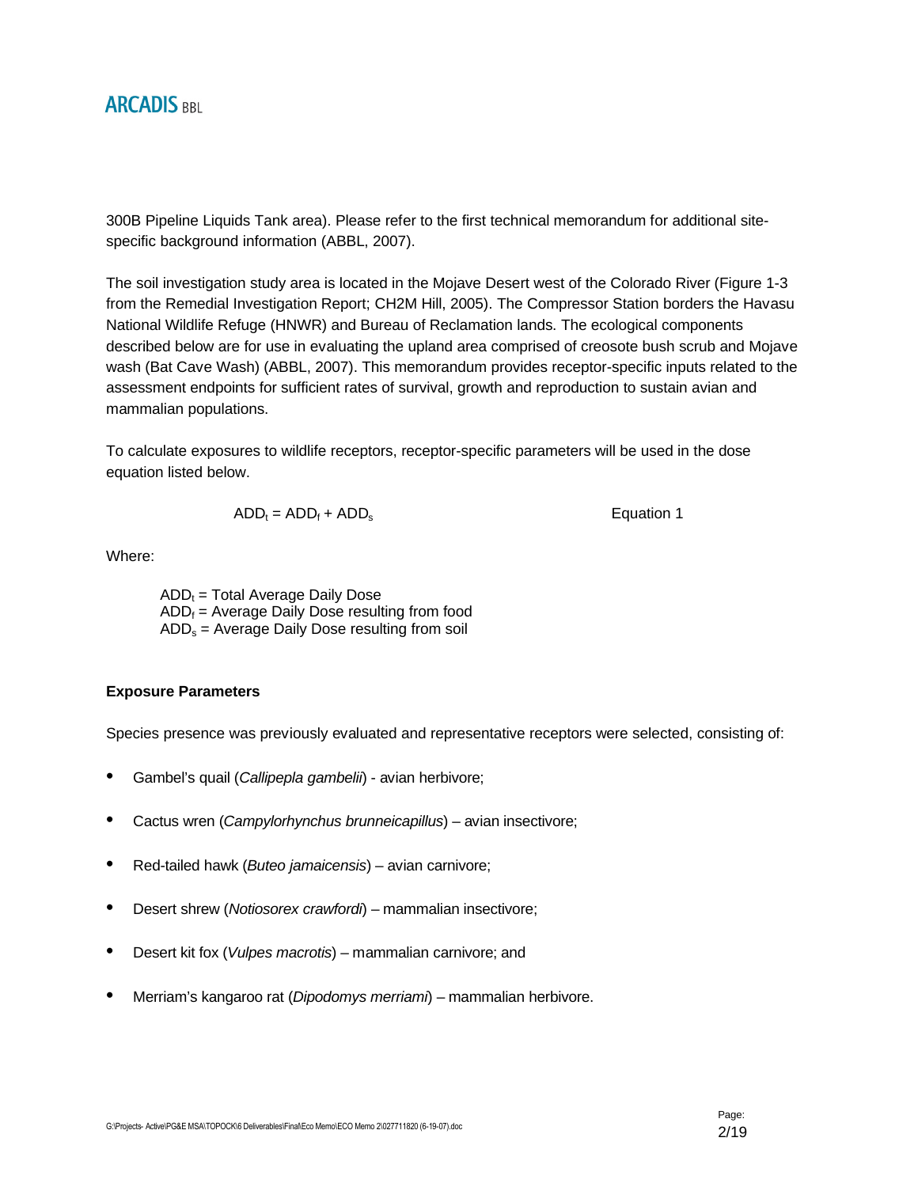300B Pipeline Liquids Tank area). Please refer to the first technical memorandum for additional site-specific background information (ABBL, 2007).

The soil investigation study area is located in the Mojave Desert west of the Colorado River (Figure 1-3 from the Remedial Investigation Report; CH2M Hill, 2005). The Compressor Station borders the Havasu National Wildlife Refuge (HNWR) and Bureau of Reclamation lands. The ecological components described below are for use in evaluating the upland area comprised of creosote bush scrub and Mojave wash (Bat Cave Wash) (ABBL, 2007). This memorandum provides receptor-specific inputs related to the assessment endpoints for sufficient rates of survival, growth and reproduction to sustain avian and mammalian populations.

To calculate exposures to wildlife receptors, receptor-specific parameters will be used in the dose equation listed below.

$$ADD_t = ADD_f + ADD_s \qquad \text{Equation 1}$$

Where:

$ADD_t$ = Total Average Daily Dose
$ADD_f$ = Average Daily Dose resulting from food
$ADD_s$ = Average Daily Dose resulting from soil

**Exposure Parameters**

Species presence was previously evaluated and representative receptors were selected, consisting of:

- Gambel's quail (*Callipepla gambelii*) - avian herbivore;
- Cactus wren (*Campylorhynchus brunneicapillus*) – avian insectivore;
- Red-tailed hawk (*Buteo jamaicensis*) – avian carnivore;
- Desert shrew (*Notiosorex crawfordi*) – mammalian insectivore;
- Desert kit fox (*Vulpes macrotis*) – mammalian carnivore; and
- Merriam's kangaroo rat (*Dipodomys merriami*) – mammalian herbivore.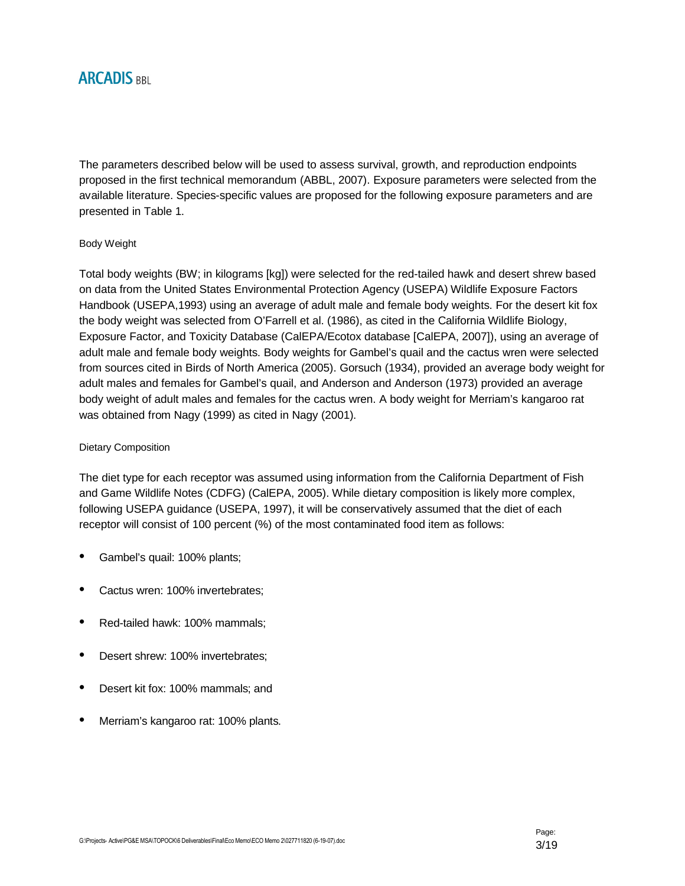The parameters described below will be used to assess survival, growth, and reproduction endpoints proposed in the first technical memorandum (ABBL, 2007). Exposure parameters were selected from the available literature. Species-specific values are proposed for the following exposure parameters and are presented in Table 1.

### Body Weight

Total body weights (BW; in kilograms [kg]) were selected for the red-tailed hawk and desert shrew based on data from the United States Environmental Protection Agency (USEPA) Wildlife Exposure Factors Handbook (USEPA,1993) using an average of adult male and female body weights. For the desert kit fox the body weight was selected from O'Farrell et al. (1986), as cited in the California Wildlife Biology, Exposure Factor, and Toxicity Database (CalEPA/Ecotox database [CalEPA, 2007]), using an average of adult male and female body weights. Body weights for Gambel's quail and the cactus wren were selected from sources cited in Birds of North America (2005). Gorsuch (1934), provided an average body weight for adult males and females for Gambel's quail, and Anderson and Anderson (1973) provided an average body weight of adult males and females for the cactus wren. A body weight for Merriam's kangaroo rat was obtained from Nagy (1999) as cited in Nagy (2001).

### Dietary Composition

The diet type for each receptor was assumed using information from the California Department of Fish and Game Wildlife Notes (CDFG) (CalEPA, 2005). While dietary composition is likely more complex, following USEPA guidance (USEPA, 1997), it will be conservatively assumed that the diet of each receptor will consist of 100 percent (%) of the most contaminated food item as follows:

- Gambel's quail: 100% plants;
- Cactus wren: 100% invertebrates;
- Red-tailed hawk: 100% mammals;
- Desert shrew: 100% invertebrates;
- Desert kit fox: 100% mammals; and
- Merriam's kangaroo rat: 100% plants.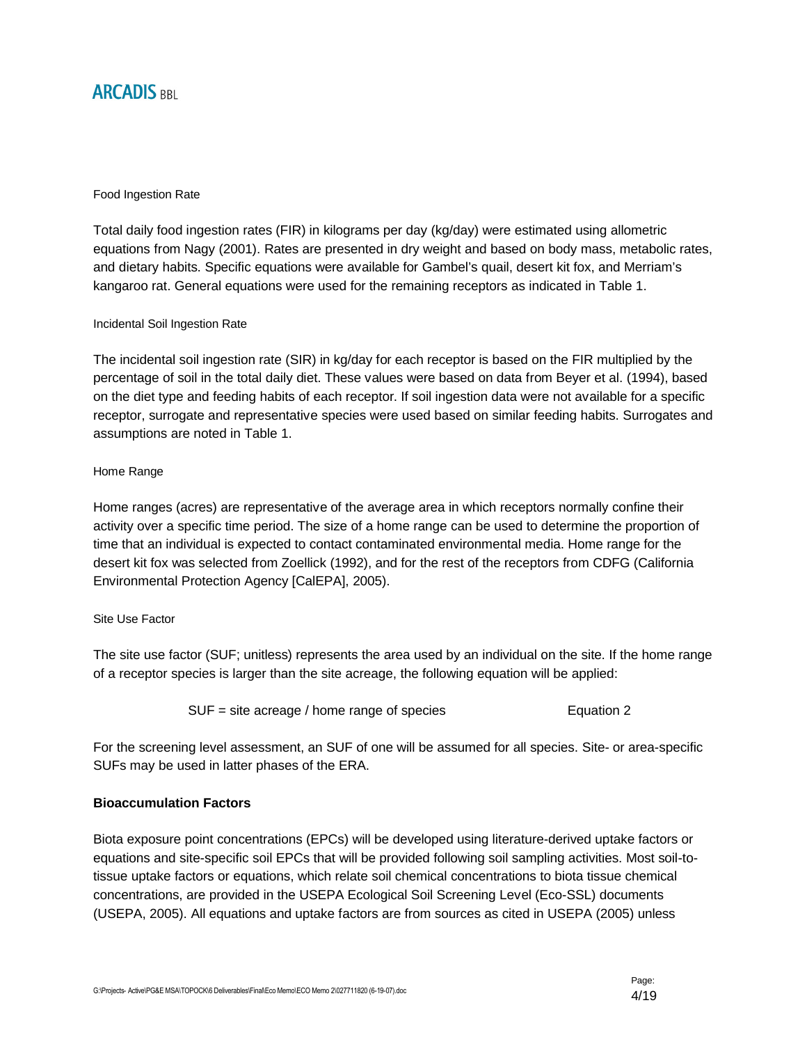#### Food Ingestion Rate

Total daily food ingestion rates (FIR) in kilograms per day (kg/day) were estimated using allometric equations from Nagy (2001). Rates are presented in dry weight and based on body mass, metabolic rates, and dietary habits. Specific equations were available for Gambel's quail, desert kit fox, and Merriam's kangaroo rat. General equations were used for the remaining receptors as indicated in Table 1.

#### Incidental Soil Ingestion Rate

The incidental soil ingestion rate (SIR) in kg/day for each receptor is based on the FIR multiplied by the percentage of soil in the total daily diet. These values were based on data from Beyer et al. (1994), based on the diet type and feeding habits of each receptor. If soil ingestion data were not available for a specific receptor, surrogate and representative species were used based on similar feeding habits. Surrogates and assumptions are noted in Table 1.

#### Home Range

Home ranges (acres) are representative of the average area in which receptors normally confine their activity over a specific time period. The size of a home range can be used to determine the proportion of time that an individual is expected to contact contaminated environmental media. Home range for the desert kit fox was selected from Zoellick (1992), and for the rest of the receptors from CDFG (California Environmental Protection Agency [CalEPA], 2005).

#### Site Use Factor

The site use factor (SUF; unitless) represents the area used by an individual on the site. If the home range of a receptor species is larger than the site acreage, the following equation will be applied:

$$SUF = \text{site acreage} / \text{home range of species} \qquad \text{Equation 2}$$

For the screening level assessment, an SUF of one will be assumed for all species. Site- or area-specific SUFs may be used in latter phases of the ERA.

### Bioaccumulation Factors

Biota exposure point concentrations (EPCs) will be developed using literature-derived uptake factors or equations and site-specific soil EPCs that will be provided following soil sampling activities. Most soil-to-tissue uptake factors or equations, which relate soil chemical concentrations to biota tissue chemical concentrations, are provided in the USEPA Ecological Soil Screening Level (Eco-SSL) documents (USEPA, 2005). All equations and uptake factors are from sources as cited in USEPA (2005) unless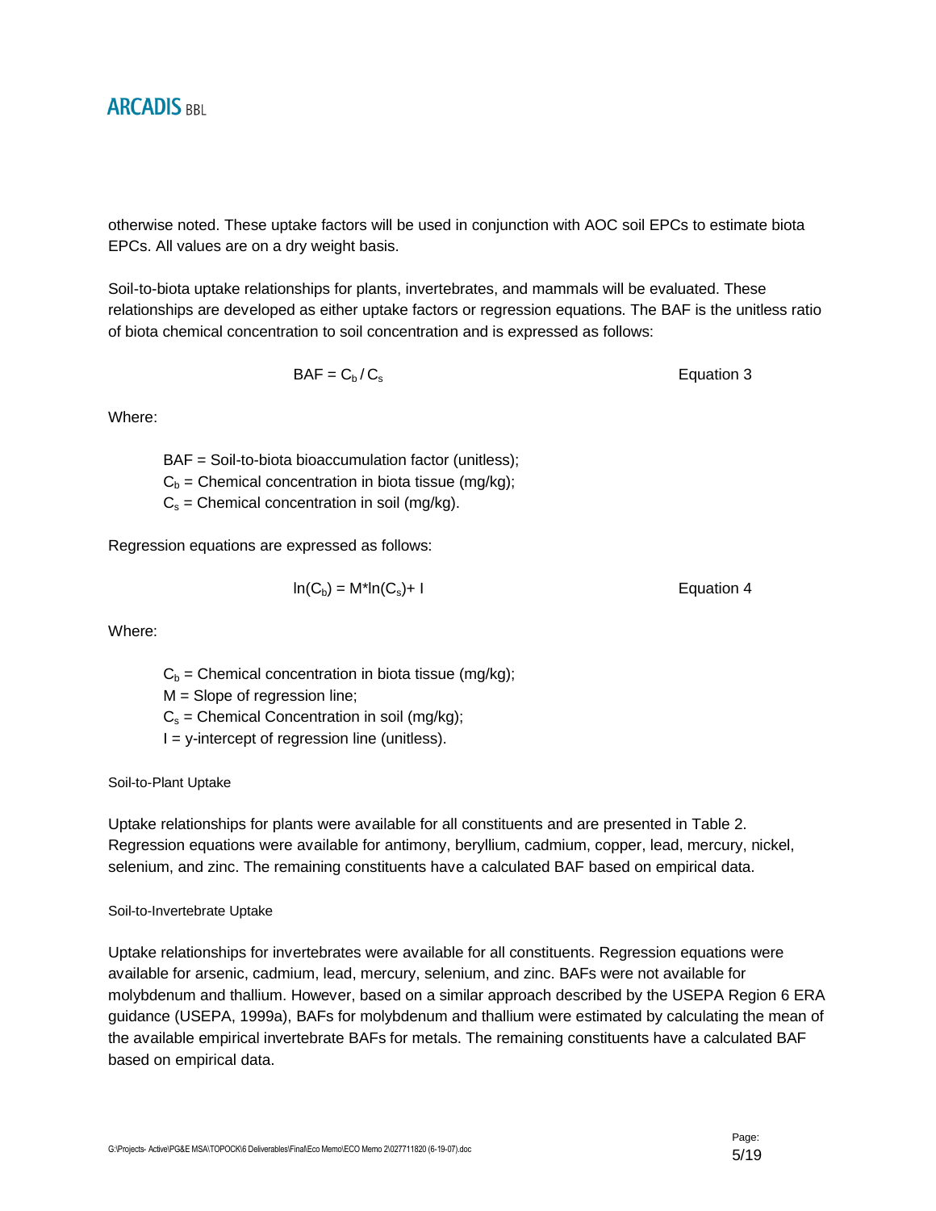otherwise noted. These uptake factors will be used in conjunction with AOC soil EPCs to estimate biota EPCs. All values are on a dry weight basis.

Soil-to-biota uptake relationships for plants, invertebrates, and mammals will be evaluated. These relationships are developed as either uptake factors or regression equations. The BAF is the unitless ratio of biota chemical concentration to soil concentration and is expressed as follows:

$$BAF = C_b / C_s \qquad \text{Equation 3}$$

Where:

> BAF = Soil-to-biota bioaccumulation factor (unitless);
> $C_b$ = Chemical concentration in biota tissue (mg/kg);
> $C_s$ = Chemical concentration in soil (mg/kg).

Regression equations are expressed as follows:

$$\ln(C_b) = M*\ln(C_s) + I \qquad \text{Equation 4}$$

Where:

> $C_b$ = Chemical concentration in biota tissue (mg/kg);
> M = Slope of regression line;
> $C_s$ = Chemical Concentration in soil (mg/kg);
> I = y-intercept of regression line (unitless).

#### Soil-to-Plant Uptake

Uptake relationships for plants were available for all constituents and are presented in Table 2. Regression equations were available for antimony, beryllium, cadmium, copper, lead, mercury, nickel, selenium, and zinc. The remaining constituents have a calculated BAF based on empirical data.

#### Soil-to-Invertebrate Uptake

Uptake relationships for invertebrates were available for all constituents. Regression equations were available for arsenic, cadmium, lead, mercury, selenium, and zinc. BAFs were not available for molybdenum and thallium. However, based on a similar approach described by the USEPA Region 6 ERA guidance (USEPA, 1999a), BAFs for molybdenum and thallium were estimated by calculating the mean of the available empirical invertebrate BAFs for metals. The remaining constituents have a calculated BAF based on empirical data.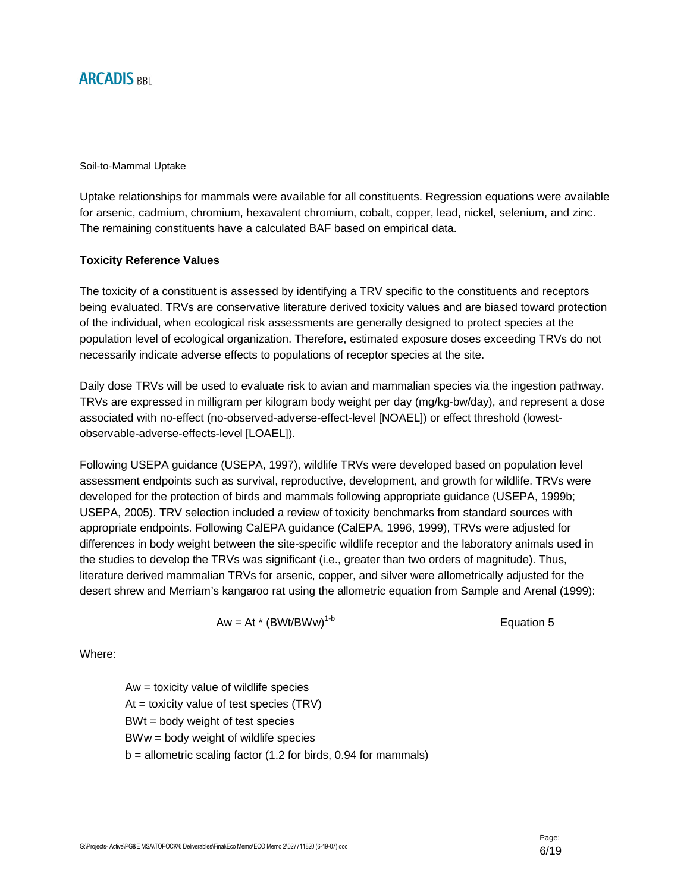Soil-to-Mammal Uptake

Uptake relationships for mammals were available for all constituents. Regression equations were available for arsenic, cadmium, chromium, hexavalent chromium, cobalt, copper, lead, nickel, selenium, and zinc. The remaining constituents have a calculated BAF based on empirical data.

**Toxicity Reference Values**

The toxicity of a constituent is assessed by identifying a TRV specific to the constituents and receptors being evaluated. TRVs are conservative literature derived toxicity values and are biased toward protection of the individual, when ecological risk assessments are generally designed to protect species at the population level of ecological organization. Therefore, estimated exposure doses exceeding TRVs do not necessarily indicate adverse effects to populations of receptor species at the site.

Daily dose TRVs will be used to evaluate risk to avian and mammalian species via the ingestion pathway. TRVs are expressed in milligram per kilogram body weight per day (mg/kg-bw/day), and represent a dose associated with no-effect (no-observed-adverse-effect-level [NOAEL]) or effect threshold (lowest-observable-adverse-effects-level [LOAEL]).

Following USEPA guidance (USEPA, 1997), wildlife TRVs were developed based on population level assessment endpoints such as survival, reproductive, development, and growth for wildlife. TRVs were developed for the protection of birds and mammals following appropriate guidance (USEPA, 1999b; USEPA, 2005). TRV selection included a review of toxicity benchmarks from standard sources with appropriate endpoints. Following CalEPA guidance (CalEPA, 1996, 1999), TRVs were adjusted for differences in body weight between the site-specific wildlife receptor and the laboratory animals used in the studies to develop the TRVs was significant (i.e., greater than two orders of magnitude). Thus, literature derived mammalian TRVs for arsenic, copper, and silver were allometrically adjusted for the desert shrew and Merriam's kangaroo rat using the allometric equation from Sample and Arenal (1999):

$$Aw = At * (BWt/BWw)^{1-b} \qquad \text{Equation 5}$$

Where:

- Aw = toxicity value of wildlife species
- At = toxicity value of test species (TRV)
- BWt = body weight of test species
- BWw = body weight of wildlife species
- b = allometric scaling factor (1.2 for birds, 0.94 for mammals)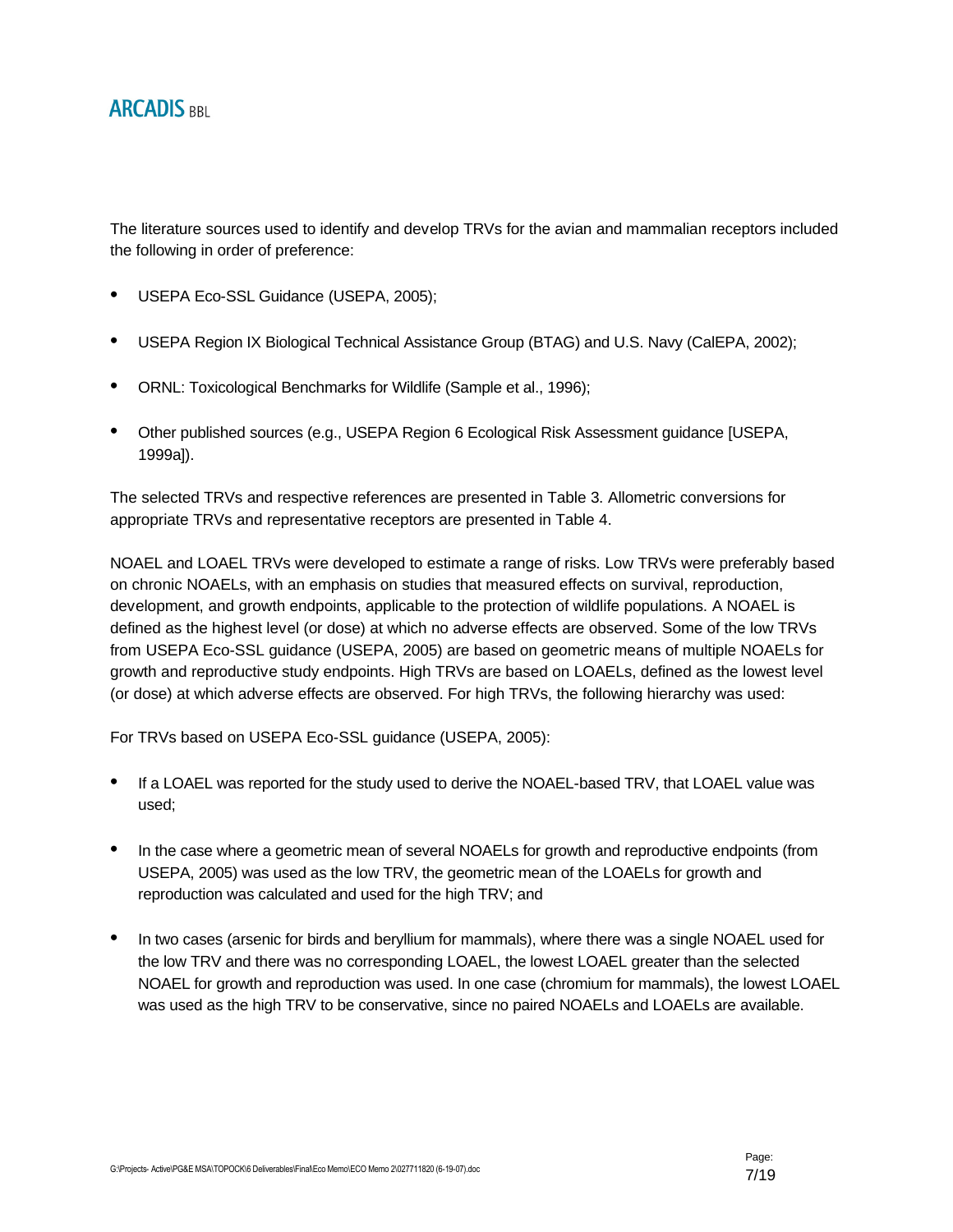The literature sources used to identify and develop TRVs for the avian and mammalian receptors included the following in order of preference:

- USEPA Eco-SSL Guidance (USEPA, 2005);
- USEPA Region IX Biological Technical Assistance Group (BTAG) and U.S. Navy (CalEPA, 2002);
- ORNL: Toxicological Benchmarks for Wildlife (Sample et al., 1996);
- Other published sources (e.g., USEPA Region 6 Ecological Risk Assessment guidance [USEPA, 1999a]).

The selected TRVs and respective references are presented in Table 3. Allometric conversions for appropriate TRVs and representative receptors are presented in Table 4.

NOAEL and LOAEL TRVs were developed to estimate a range of risks. Low TRVs were preferably based on chronic NOAELs, with an emphasis on studies that measured effects on survival, reproduction, development, and growth endpoints, applicable to the protection of wildlife populations. A NOAEL is defined as the highest level (or dose) at which no adverse effects are observed. Some of the low TRVs from USEPA Eco-SSL guidance (USEPA, 2005) are based on geometric means of multiple NOAELs for growth and reproductive study endpoints. High TRVs are based on LOAELs, defined as the lowest level (or dose) at which adverse effects are observed. For high TRVs, the following hierarchy was used:

For TRVs based on USEPA Eco-SSL guidance (USEPA, 2005):

- If a LOAEL was reported for the study used to derive the NOAEL-based TRV, that LOAEL value was used;
- In the case where a geometric mean of several NOAELs for growth and reproductive endpoints (from USEPA, 2005) was used as the low TRV, the geometric mean of the LOAELs for growth and reproduction was calculated and used for the high TRV; and
- In two cases (arsenic for birds and beryllium for mammals), where there was a single NOAEL used for the low TRV and there was no corresponding LOAEL, the lowest LOAEL greater than the selected NOAEL for growth and reproduction was used. In one case (chromium for mammals), the lowest LOAEL was used as the high TRV to be conservative, since no paired NOAELs and LOAELs are available.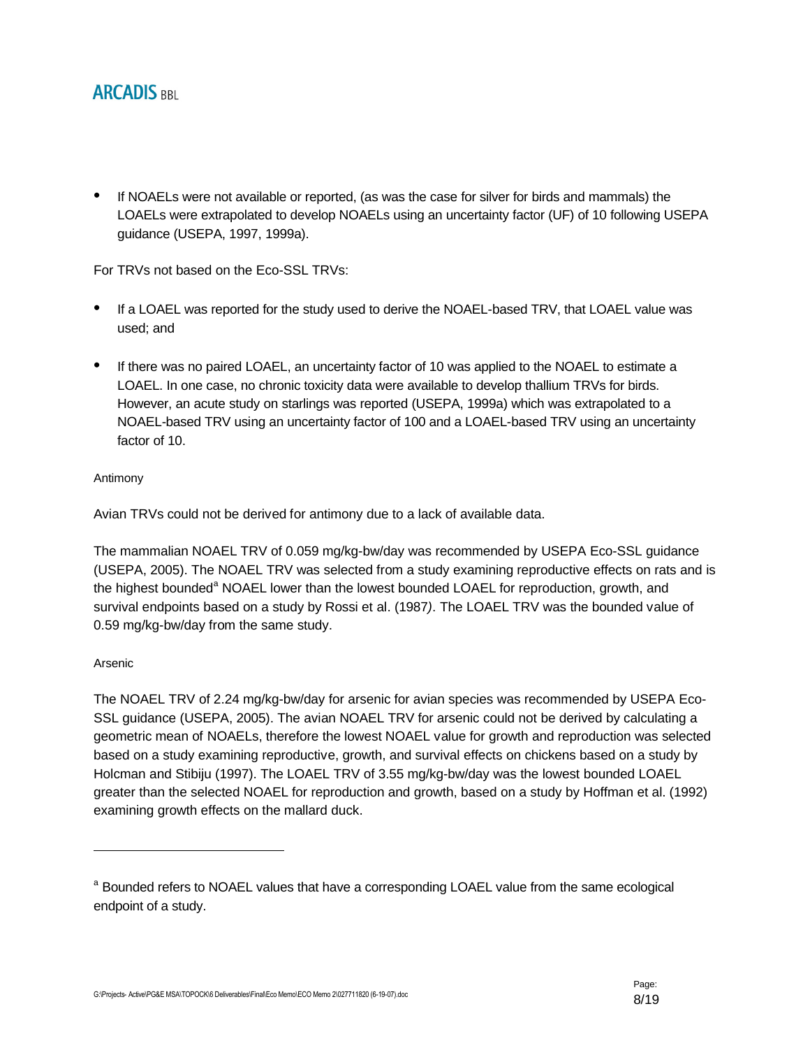- If NOAELs were not available or reported, (as was the case for silver for birds and mammals) the LOAELs were extrapolated to develop NOAELs using an uncertainty factor (UF) of 10 following USEPA guidance (USEPA, 1997, 1999a).

For TRVs not based on the Eco-SSL TRVs:

- If a LOAEL was reported for the study used to derive the NOAEL-based TRV, that LOAEL value was used; and
- If there was no paired LOAEL, an uncertainty factor of 10 was applied to the NOAEL to estimate a LOAEL. In one case, no chronic toxicity data were available to develop thallium TRVs for birds. However, an acute study on starlings was reported (USEPA, 1999a) which was extrapolated to a NOAEL-based TRV using an uncertainty factor of 100 and a LOAEL-based TRV using an uncertainty factor of 10.

#### Antimony

Avian TRVs could not be derived for antimony due to a lack of available data.

The mammalian NOAEL TRV of 0.059 mg/kg-bw/day was recommended by USEPA Eco-SSL guidance (USEPA, 2005). The NOAEL TRV was selected from a study examining reproductive effects on rats and is the highest bounded[a] NOAEL lower than the lowest bounded LOAEL for reproduction, growth, and survival endpoints based on a study by Rossi et al. (1987). The LOAEL TRV was the bounded value of 0.59 mg/kg-bw/day from the same study.

#### Arsenic

The NOAEL TRV of 2.24 mg/kg-bw/day for arsenic for avian species was recommended by USEPA Eco-SSL guidance (USEPA, 2005). The avian NOAEL TRV for arsenic could not be derived by calculating a geometric mean of NOAELs, therefore the lowest NOAEL value for growth and reproduction was selected based on a study examining reproductive, growth, and survival effects on chickens based on a study by Holcman and Stibiju (1997). The LOAEL TRV of 3.55 mg/kg-bw/day was the lowest bounded LOAEL greater than the selected NOAEL for reproduction and growth, based on a study by Hoffman et al. (1992) examining growth effects on the mallard duck.

---

[a] Bounded refers to NOAEL values that have a corresponding LOAEL value from the same ecological endpoint of a study.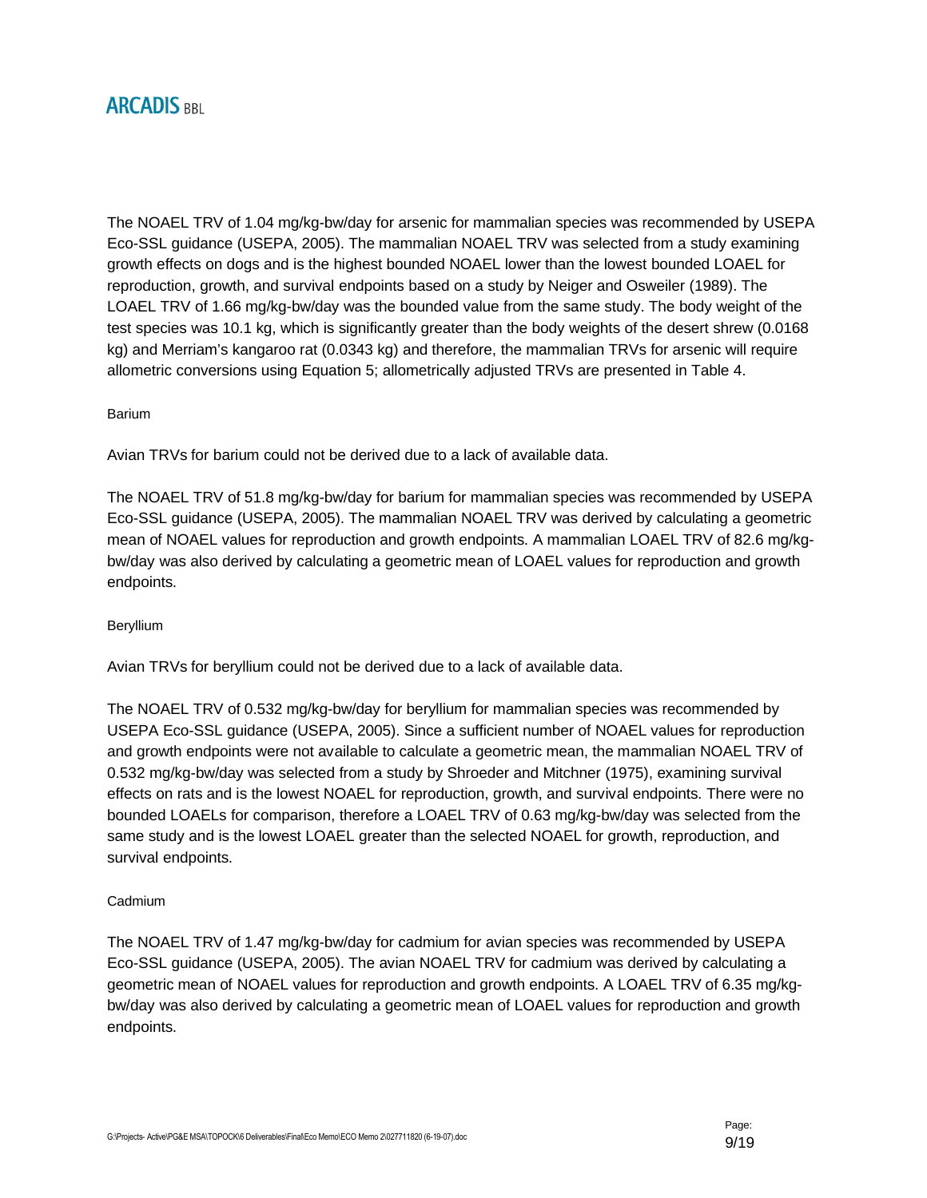The NOAEL TRV of 1.04 mg/kg-bw/day for arsenic for mammalian species was recommended by USEPA Eco-SSL guidance (USEPA, 2005). The mammalian NOAEL TRV was selected from a study examining growth effects on dogs and is the highest bounded NOAEL lower than the lowest bounded LOAEL for reproduction, growth, and survival endpoints based on a study by Neiger and Osweiler (1989). The LOAEL TRV of 1.66 mg/kg-bw/day was the bounded value from the same study. The body weight of the test species was 10.1 kg, which is significantly greater than the body weights of the desert shrew (0.0168 kg) and Merriam's kangaroo rat (0.0343 kg) and therefore, the mammalian TRVs for arsenic will require allometric conversions using Equation 5; allometrically adjusted TRVs are presented in Table 4.

#### Barium

Avian TRVs for barium could not be derived due to a lack of available data.

The NOAEL TRV of 51.8 mg/kg-bw/day for barium for mammalian species was recommended by USEPA Eco-SSL guidance (USEPA, 2005). The mammalian NOAEL TRV was derived by calculating a geometric mean of NOAEL values for reproduction and growth endpoints. A mammalian LOAEL TRV of 82.6 mg/kg-bw/day was also derived by calculating a geometric mean of LOAEL values for reproduction and growth endpoints.

#### Beryllium

Avian TRVs for beryllium could not be derived due to a lack of available data.

The NOAEL TRV of 0.532 mg/kg-bw/day for beryllium for mammalian species was recommended by USEPA Eco-SSL guidance (USEPA, 2005). Since a sufficient number of NOAEL values for reproduction and growth endpoints were not available to calculate a geometric mean, the mammalian NOAEL TRV of 0.532 mg/kg-bw/day was selected from a study by Shroeder and Mitchner (1975), examining survival effects on rats and is the lowest NOAEL for reproduction, growth, and survival endpoints. There were no bounded LOAELs for comparison, therefore a LOAEL TRV of 0.63 mg/kg-bw/day was selected from the same study and is the lowest LOAEL greater than the selected NOAEL for growth, reproduction, and survival endpoints.

#### Cadmium

The NOAEL TRV of 1.47 mg/kg-bw/day for cadmium for avian species was recommended by USEPA Eco-SSL guidance (USEPA, 2005). The avian NOAEL TRV for cadmium was derived by calculating a geometric mean of NOAEL values for reproduction and growth endpoints. A LOAEL TRV of 6.35 mg/kg-bw/day was also derived by calculating a geometric mean of LOAEL values for reproduction and growth endpoints.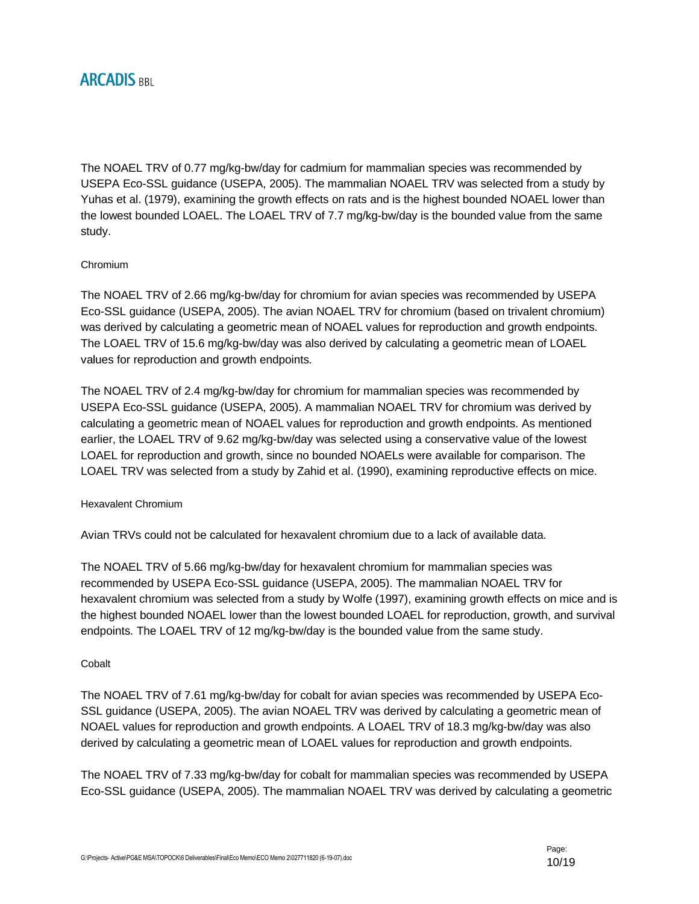The NOAEL TRV of 0.77 mg/kg-bw/day for cadmium for mammalian species was recommended by USEPA Eco-SSL guidance (USEPA, 2005). The mammalian NOAEL TRV was selected from a study by Yuhas et al. (1979), examining the growth effects on rats and is the highest bounded NOAEL lower than the lowest bounded LOAEL. The LOAEL TRV of 7.7 mg/kg-bw/day is the bounded value from the same study.

#### Chromium

The NOAEL TRV of 2.66 mg/kg-bw/day for chromium for avian species was recommended by USEPA Eco-SSL guidance (USEPA, 2005). The avian NOAEL TRV for chromium (based on trivalent chromium) was derived by calculating a geometric mean of NOAEL values for reproduction and growth endpoints. The LOAEL TRV of 15.6 mg/kg-bw/day was also derived by calculating a geometric mean of LOAEL values for reproduction and growth endpoints.

The NOAEL TRV of 2.4 mg/kg-bw/day for chromium for mammalian species was recommended by USEPA Eco-SSL guidance (USEPA, 2005). A mammalian NOAEL TRV for chromium was derived by calculating a geometric mean of NOAEL values for reproduction and growth endpoints. As mentioned earlier, the LOAEL TRV of 9.62 mg/kg-bw/day was selected using a conservative value of the lowest LOAEL for reproduction and growth, since no bounded NOAELs were available for comparison. The LOAEL TRV was selected from a study by Zahid et al. (1990), examining reproductive effects on mice.

#### Hexavalent Chromium

Avian TRVs could not be calculated for hexavalent chromium due to a lack of available data.

The NOAEL TRV of 5.66 mg/kg-bw/day for hexavalent chromium for mammalian species was recommended by USEPA Eco-SSL guidance (USEPA, 2005). The mammalian NOAEL TRV for hexavalent chromium was selected from a study by Wolfe (1997), examining growth effects on mice and is the highest bounded NOAEL lower than the lowest bounded LOAEL for reproduction, growth, and survival endpoints. The LOAEL TRV of 12 mg/kg-bw/day is the bounded value from the same study.

#### Cobalt

The NOAEL TRV of 7.61 mg/kg-bw/day for cobalt for avian species was recommended by USEPA Eco-SSL guidance (USEPA, 2005). The avian NOAEL TRV was derived by calculating a geometric mean of NOAEL values for reproduction and growth endpoints. A LOAEL TRV of 18.3 mg/kg-bw/day was also derived by calculating a geometric mean of LOAEL values for reproduction and growth endpoints.

The NOAEL TRV of 7.33 mg/kg-bw/day for cobalt for mammalian species was recommended by USEPA Eco-SSL guidance (USEPA, 2005). The mammalian NOAEL TRV was derived by calculating a geometric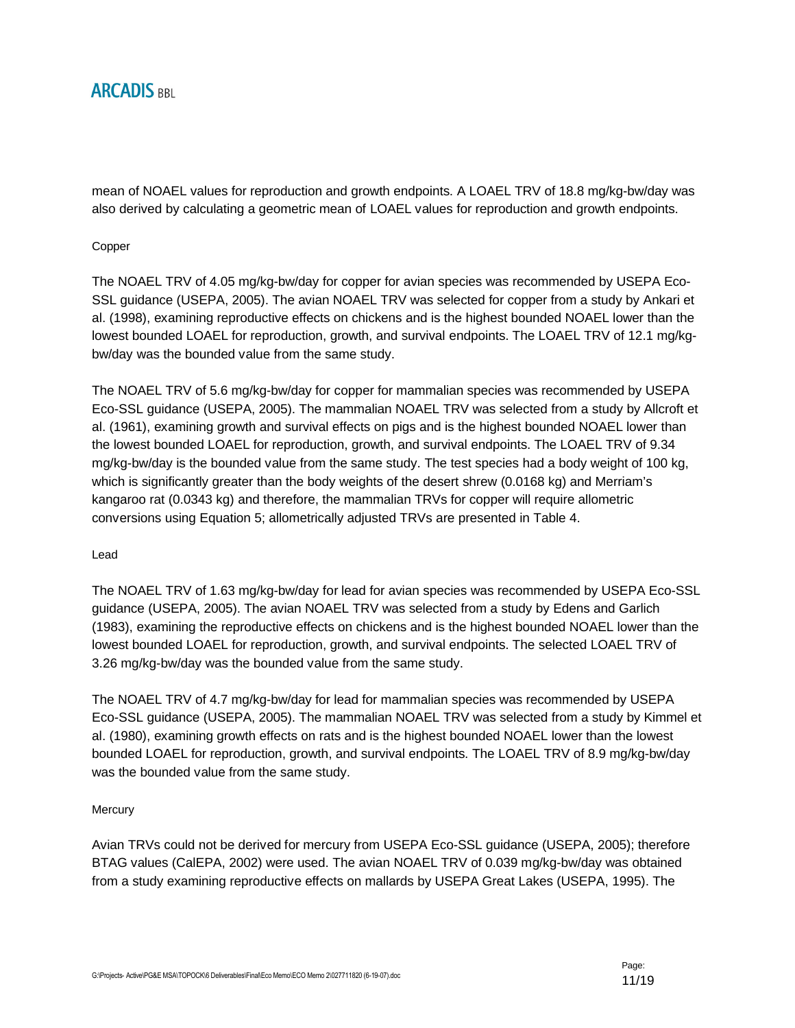mean of NOAEL values for reproduction and growth endpoints. A LOAEL TRV of 18.8 mg/kg-bw/day was also derived by calculating a geometric mean of LOAEL values for reproduction and growth endpoints.

### Copper

The NOAEL TRV of 4.05 mg/kg-bw/day for copper for avian species was recommended by USEPA Eco-SSL guidance (USEPA, 2005). The avian NOAEL TRV was selected for copper from a study by Ankari et al. (1998), examining reproductive effects on chickens and is the highest bounded NOAEL lower than the lowest bounded LOAEL for reproduction, growth, and survival endpoints. The LOAEL TRV of 12.1 mg/kg-bw/day was the bounded value from the same study.

The NOAEL TRV of 5.6 mg/kg-bw/day for copper for mammalian species was recommended by USEPA Eco-SSL guidance (USEPA, 2005). The mammalian NOAEL TRV was selected from a study by Allcroft et al. (1961), examining growth and survival effects on pigs and is the highest bounded NOAEL lower than the lowest bounded LOAEL for reproduction, growth, and survival endpoints. The LOAEL TRV of 9.34 mg/kg-bw/day is the bounded value from the same study. The test species had a body weight of 100 kg, which is significantly greater than the body weights of the desert shrew (0.0168 kg) and Merriam's kangaroo rat (0.0343 kg) and therefore, the mammalian TRVs for copper will require allometric conversions using Equation 5; allometrically adjusted TRVs are presented in Table 4.

### Lead

The NOAEL TRV of 1.63 mg/kg-bw/day for lead for avian species was recommended by USEPA Eco-SSL guidance (USEPA, 2005). The avian NOAEL TRV was selected from a study by Edens and Garlich (1983), examining the reproductive effects on chickens and is the highest bounded NOAEL lower than the lowest bounded LOAEL for reproduction, growth, and survival endpoints. The selected LOAEL TRV of 3.26 mg/kg-bw/day was the bounded value from the same study.

The NOAEL TRV of 4.7 mg/kg-bw/day for lead for mammalian species was recommended by USEPA Eco-SSL guidance (USEPA, 2005). The mammalian NOAEL TRV was selected from a study by Kimmel et al. (1980), examining growth effects on rats and is the highest bounded NOAEL lower than the lowest bounded LOAEL for reproduction, growth, and survival endpoints. The LOAEL TRV of 8.9 mg/kg-bw/day was the bounded value from the same study.

### Mercury

Avian TRVs could not be derived for mercury from USEPA Eco-SSL guidance (USEPA, 2005); therefore BTAG values (CalEPA, 2002) were used. The avian NOAEL TRV of 0.039 mg/kg-bw/day was obtained from a study examining reproductive effects on mallards by USEPA Great Lakes (USEPA, 1995). The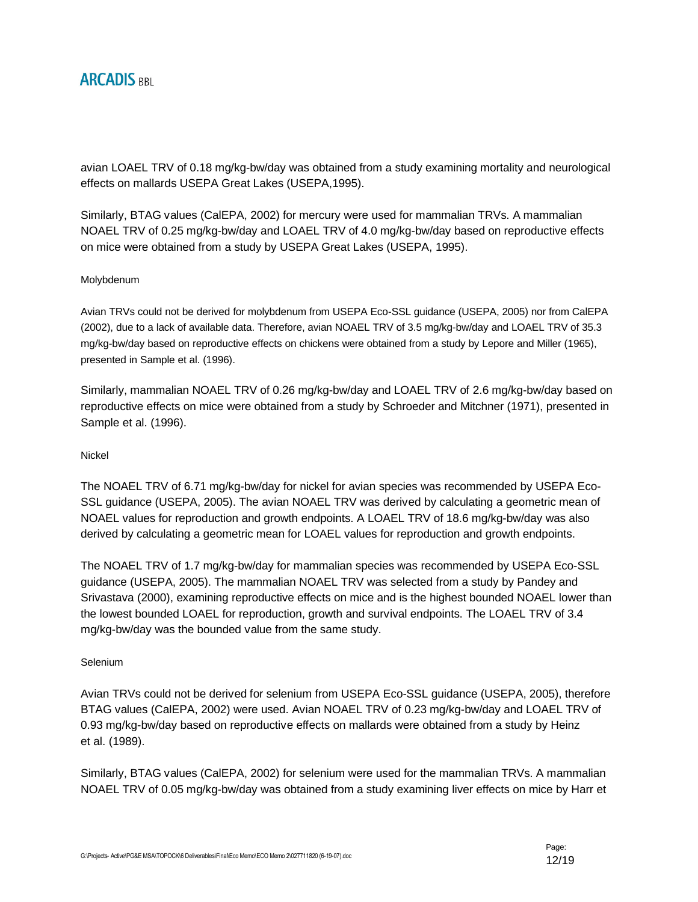avian LOAEL TRV of 0.18 mg/kg-bw/day was obtained from a study examining mortality and neurological effects on mallards USEPA Great Lakes (USEPA,1995).

Similarly, BTAG values (CalEPA, 2002) for mercury were used for mammalian TRVs. A mammalian NOAEL TRV of 0.25 mg/kg-bw/day and LOAEL TRV of 4.0 mg/kg-bw/day based on reproductive effects on mice were obtained from a study by USEPA Great Lakes (USEPA, 1995).

#### Molybdenum

Avian TRVs could not be derived for molybdenum from USEPA Eco-SSL guidance (USEPA, 2005) nor from CalEPA (2002), due to a lack of available data. Therefore, avian NOAEL TRV of 3.5 mg/kg-bw/day and LOAEL TRV of 35.3 mg/kg-bw/day based on reproductive effects on chickens were obtained from a study by Lepore and Miller (1965), presented in Sample et al. (1996).

Similarly, mammalian NOAEL TRV of 0.26 mg/kg-bw/day and LOAEL TRV of 2.6 mg/kg-bw/day based on reproductive effects on mice were obtained from a study by Schroeder and Mitchner (1971), presented in Sample et al. (1996).

#### Nickel

The NOAEL TRV of 6.71 mg/kg-bw/day for nickel for avian species was recommended by USEPA Eco-SSL guidance (USEPA, 2005). The avian NOAEL TRV was derived by calculating a geometric mean of NOAEL values for reproduction and growth endpoints. A LOAEL TRV of 18.6 mg/kg-bw/day was also derived by calculating a geometric mean for LOAEL values for reproduction and growth endpoints.

The NOAEL TRV of 1.7 mg/kg-bw/day for mammalian species was recommended by USEPA Eco-SSL guidance (USEPA, 2005). The mammalian NOAEL TRV was selected from a study by Pandey and Srivastava (2000), examining reproductive effects on mice and is the highest bounded NOAEL lower than the lowest bounded LOAEL for reproduction, growth and survival endpoints. The LOAEL TRV of 3.4 mg/kg-bw/day was the bounded value from the same study.

#### Selenium

Avian TRVs could not be derived for selenium from USEPA Eco-SSL guidance (USEPA, 2005), therefore BTAG values (CalEPA, 2002) were used. Avian NOAEL TRV of 0.23 mg/kg-bw/day and LOAEL TRV of 0.93 mg/kg-bw/day based on reproductive effects on mallards were obtained from a study by Heinz et al. (1989).

Similarly, BTAG values (CalEPA, 2002) for selenium were used for the mammalian TRVs. A mammalian NOAEL TRV of 0.05 mg/kg-bw/day was obtained from a study examining liver effects on mice by Harr et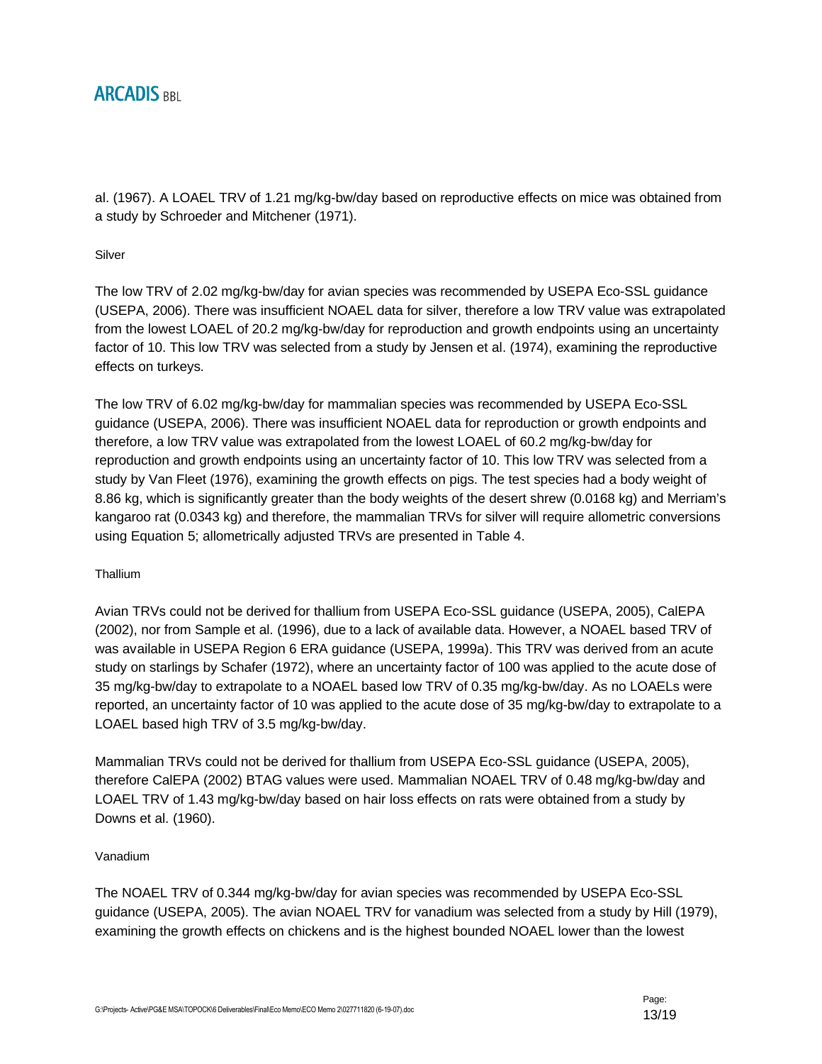al. (1967). A LOAEL TRV of 1.21 mg/kg-bw/day based on reproductive effects on mice was obtained from a study by Schroeder and Mitchener (1971).

Silver

The low TRV of 2.02 mg/kg-bw/day for avian species was recommended by USEPA Eco-SSL guidance (USEPA, 2006). There was insufficient NOAEL data for silver, therefore a low TRV value was extrapolated from the lowest LOAEL of 20.2 mg/kg-bw/day for reproduction and growth endpoints using an uncertainty factor of 10. This low TRV was selected from a study by Jensen et al. (1974), examining the reproductive effects on turkeys.

The low TRV of 6.02 mg/kg-bw/day for mammalian species was recommended by USEPA Eco-SSL guidance (USEPA, 2006). There was insufficient NOAEL data for reproduction or growth endpoints and therefore, a low TRV value was extrapolated from the lowest LOAEL of 60.2 mg/kg-bw/day for reproduction and growth endpoints using an uncertainty factor of 10. This low TRV was selected from a study by Van Fleet (1976), examining the growth effects on pigs. The test species had a body weight of 8.86 kg, which is significantly greater than the body weights of the desert shrew (0.0168 kg) and Merriam's kangaroo rat (0.0343 kg) and therefore, the mammalian TRVs for silver will require allometric conversions using Equation 5; allometrically adjusted TRVs are presented in Table 4.

Thallium

Avian TRVs could not be derived for thallium from USEPA Eco-SSL guidance (USEPA, 2005), CalEPA (2002), nor from Sample et al. (1996), due to a lack of available data. However, a NOAEL based TRV of was available in USEPA Region 6 ERA guidance (USEPA, 1999a). This TRV was derived from an acute study on starlings by Schafer (1972), where an uncertainty factor of 100 was applied to the acute dose of 35 mg/kg-bw/day to extrapolate to a NOAEL based low TRV of 0.35 mg/kg-bw/day. As no LOAELs were reported, an uncertainty factor of 10 was applied to the acute dose of 35 mg/kg-bw/day to extrapolate to a LOAEL based high TRV of 3.5 mg/kg-bw/day.

Mammalian TRVs could not be derived for thallium from USEPA Eco-SSL guidance (USEPA, 2005), therefore CalEPA (2002) BTAG values were used. Mammalian NOAEL TRV of 0.48 mg/kg-bw/day and LOAEL TRV of 1.43 mg/kg-bw/day based on hair loss effects on rats were obtained from a study by Downs et al. (1960).

Vanadium

The NOAEL TRV of 0.344 mg/kg-bw/day for avian species was recommended by USEPA Eco-SSL guidance (USEPA, 2005). The avian NOAEL TRV for vanadium was selected from a study by Hill (1979), examining the growth effects on chickens and is the highest bounded NOAEL lower than the lowest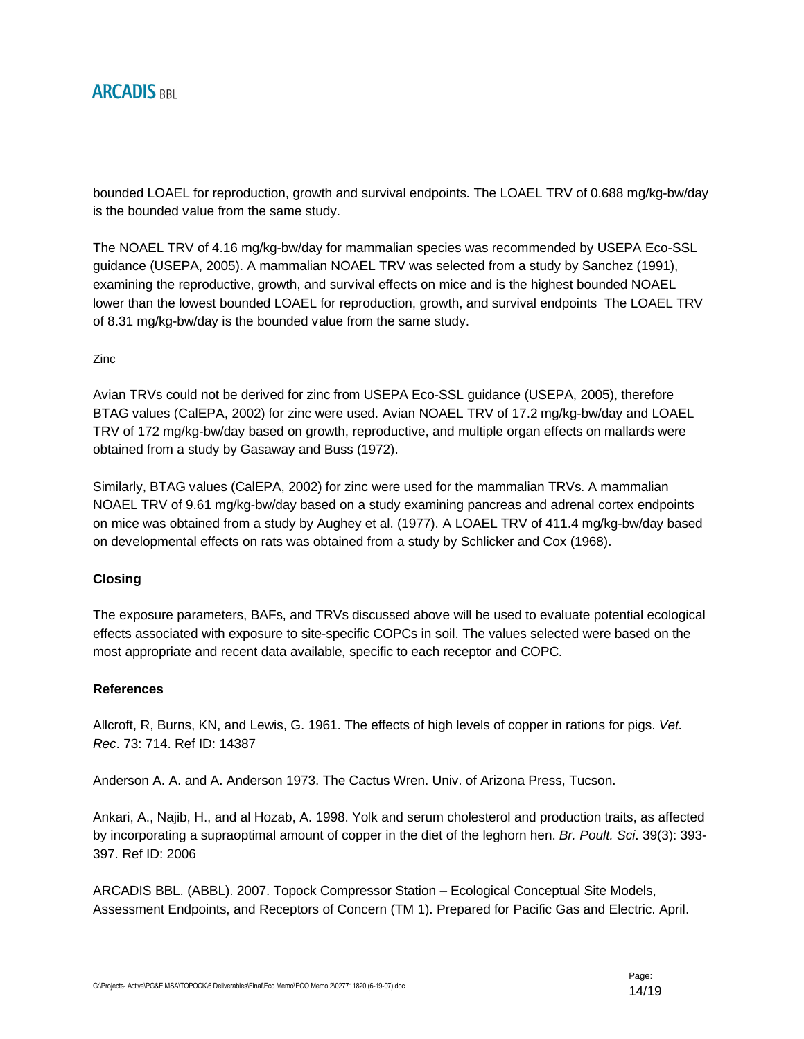bounded LOAEL for reproduction, growth and survival endpoints. The LOAEL TRV of 0.688 mg/kg-bw/day is the bounded value from the same study.

The NOAEL TRV of 4.16 mg/kg-bw/day for mammalian species was recommended by USEPA Eco-SSL guidance (USEPA, 2005). A mammalian NOAEL TRV was selected from a study by Sanchez (1991), examining the reproductive, growth, and survival effects on mice and is the highest bounded NOAEL lower than the lowest bounded LOAEL for reproduction, growth, and survival endpoints The LOAEL TRV of 8.31 mg/kg-bw/day is the bounded value from the same study.

Zinc

Avian TRVs could not be derived for zinc from USEPA Eco-SSL guidance (USEPA, 2005), therefore BTAG values (CalEPA, 2002) for zinc were used. Avian NOAEL TRV of 17.2 mg/kg-bw/day and LOAEL TRV of 172 mg/kg-bw/day based on growth, reproductive, and multiple organ effects on mallards were obtained from a study by Gasaway and Buss (1972).

Similarly, BTAG values (CalEPA, 2002) for zinc were used for the mammalian TRVs. A mammalian NOAEL TRV of 9.61 mg/kg-bw/day based on a study examining pancreas and adrenal cortex endpoints on mice was obtained from a study by Aughey et al. (1977). A LOAEL TRV of 411.4 mg/kg-bw/day based on developmental effects on rats was obtained from a study by Schlicker and Cox (1968).

**Closing**

The exposure parameters, BAFs, and TRVs discussed above will be used to evaluate potential ecological effects associated with exposure to site-specific COPCs in soil. The values selected were based on the most appropriate and recent data available, specific to each receptor and COPC.

**References**

Allcroft, R, Burns, KN, and Lewis, G. 1961. The effects of high levels of copper in rations for pigs. *Vet. Rec*. 73: 714. Ref ID: 14387

Anderson A. A. and A. Anderson 1973. The Cactus Wren. Univ. of Arizona Press, Tucson.

Ankari, A., Najib, H., and al Hozab, A. 1998. Yolk and serum cholesterol and production traits, as affected by incorporating a supraoptimal amount of copper in the diet of the leghorn hen. *Br. Poult. Sci*. 39(3): 393-397. Ref ID: 2006

ARCADIS BBL. (ABBL). 2007. Topock Compressor Station – Ecological Conceptual Site Models, Assessment Endpoints, and Receptors of Concern (TM 1). Prepared for Pacific Gas and Electric. April.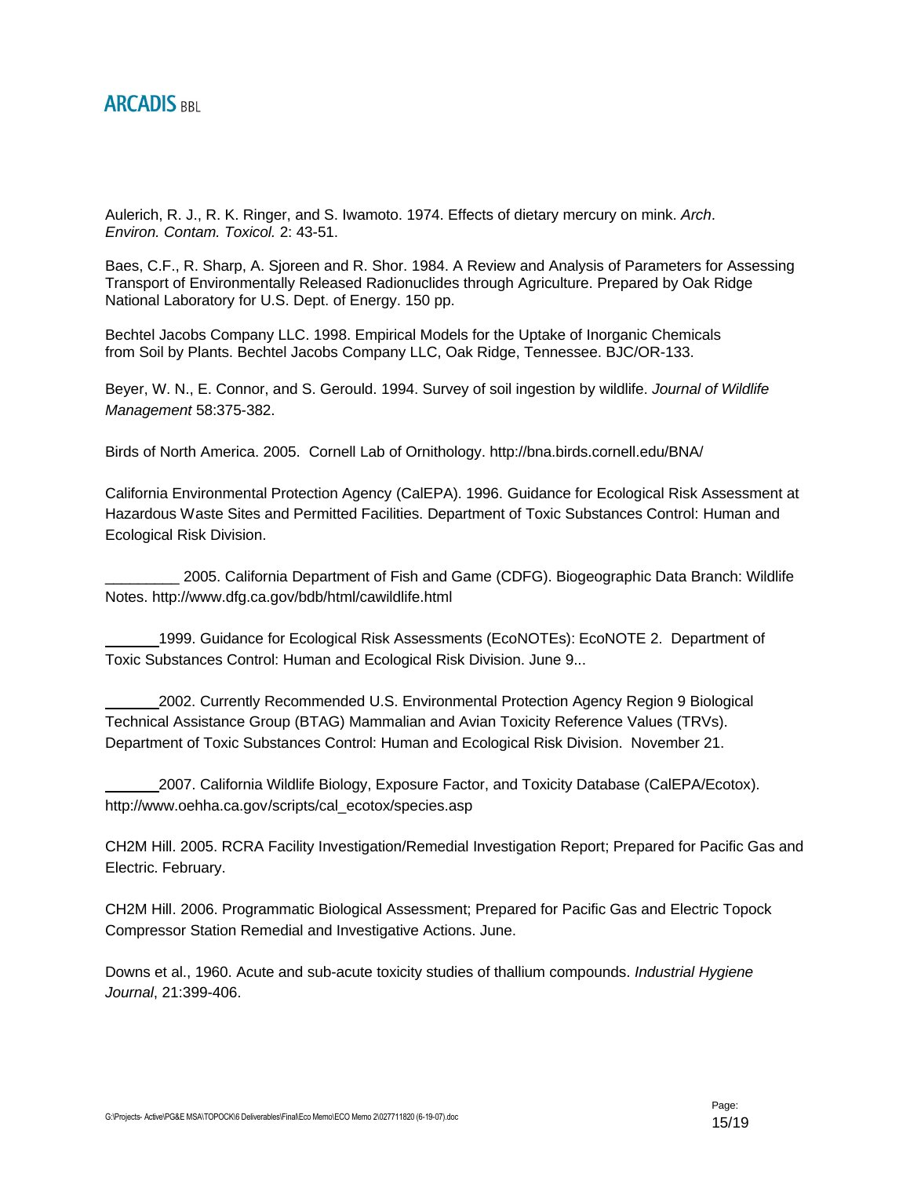Aulerich, R. J., R. K. Ringer, and S. Iwamoto. 1974. Effects of dietary mercury on mink. *Arch. Environ. Contam. Toxicol.* 2: 43-51.

Baes, C.F., R. Sharp, A. Sjoreen and R. Shor. 1984. A Review and Analysis of Parameters for Assessing Transport of Environmentally Released Radionuclides through Agriculture. Prepared by Oak Ridge National Laboratory for U.S. Dept. of Energy. 150 pp.

Bechtel Jacobs Company LLC. 1998. Empirical Models for the Uptake of Inorganic Chemicals from Soil by Plants. Bechtel Jacobs Company LLC, Oak Ridge, Tennessee. BJC/OR-133.

Beyer, W. N., E. Connor, and S. Gerould. 1994. Survey of soil ingestion by wildlife. *Journal of Wildlife Management* 58:375-382.

Birds of North America. 2005. Cornell Lab of Ornithology. http://bna.birds.cornell.edu/BNA/

California Environmental Protection Agency (CalEPA). 1996. Guidance for Ecological Risk Assessment at Hazardous Waste Sites and Permitted Facilities. Department of Toxic Substances Control: Human and Ecological Risk Division.

_________ 2005. California Department of Fish and Game (CDFG). Biogeographic Data Branch: Wildlife Notes. http://www.dfg.ca.gov/bdb/html/cawildlife.html

_______ 1999. Guidance for Ecological Risk Assessments (EcoNOTEs): EcoNOTE 2. Department of Toxic Substances Control: Human and Ecological Risk Division. June 9...

_______ 2002. Currently Recommended U.S. Environmental Protection Agency Region 9 Biological Technical Assistance Group (BTAG) Mammalian and Avian Toxicity Reference Values (TRVs). Department of Toxic Substances Control: Human and Ecological Risk Division. November 21.

_______ 2007. California Wildlife Biology, Exposure Factor, and Toxicity Database (CalEPA/Ecotox). http://www.oehha.ca.gov/scripts/cal_ecotox/species.asp

CH2M Hill. 2005. RCRA Facility Investigation/Remedial Investigation Report; Prepared for Pacific Gas and Electric. February.

CH2M Hill. 2006. Programmatic Biological Assessment; Prepared for Pacific Gas and Electric Topock Compressor Station Remedial and Investigative Actions. June.

Downs et al., 1960. Acute and sub-acute toxicity studies of thallium compounds. *Industrial Hygiene Journal*, 21:399-406.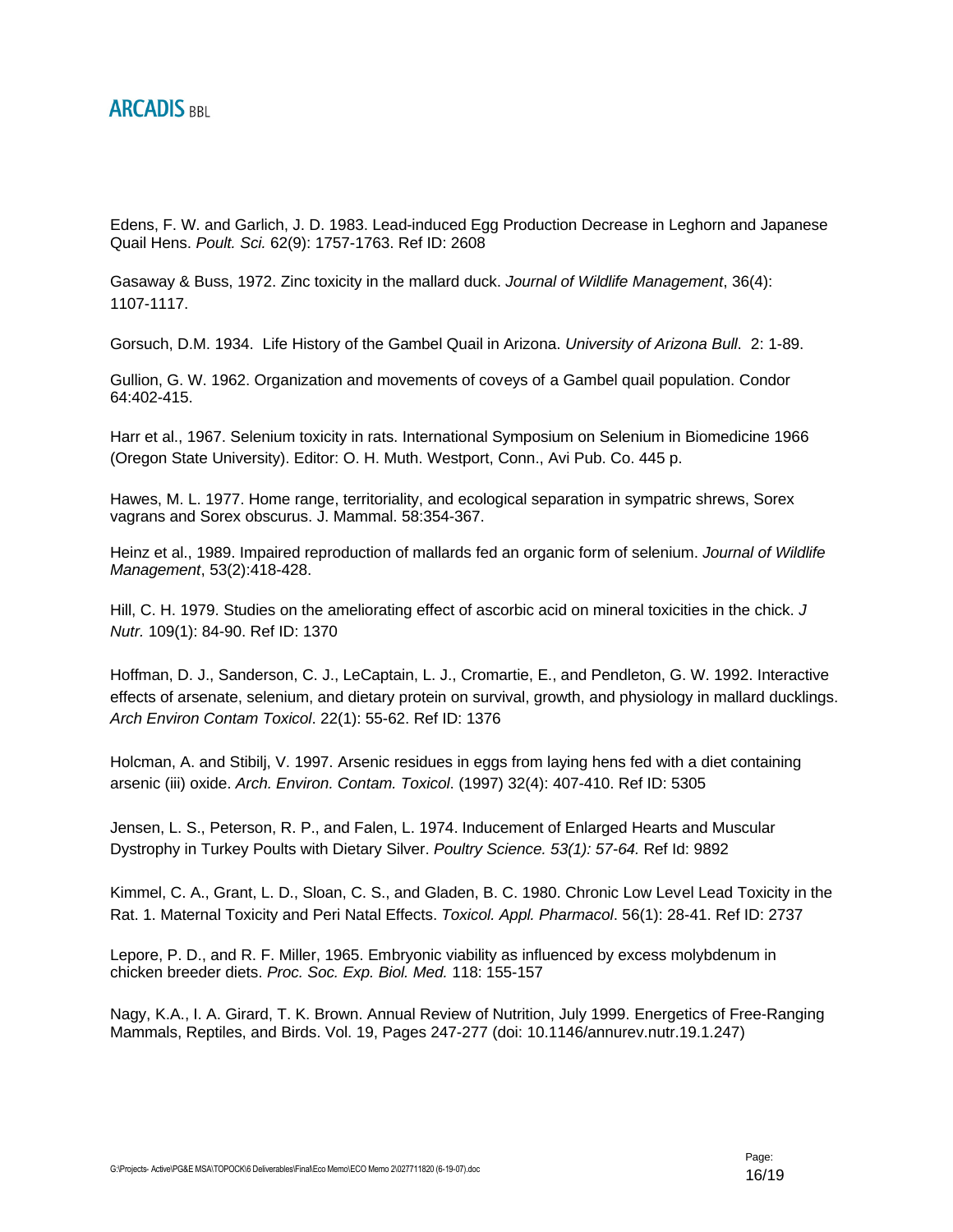Edens, F. W. and Garlich, J. D. 1983. Lead-induced Egg Production Decrease in Leghorn and Japanese Quail Hens. *Poult. Sci.* 62(9): 1757-1763. Ref ID: 2608

Gasaway & Buss, 1972. Zinc toxicity in the mallard duck. *Journal of Wildlife Management*, 36(4): 1107-1117.

Gorsuch, D.M. 1934. Life History of the Gambel Quail in Arizona. *University of Arizona Bull*. 2: 1-89.

Gullion, G. W. 1962. Organization and movements of coveys of a Gambel quail population. Condor 64:402-415.

Harr et al., 1967. Selenium toxicity in rats. International Symposium on Selenium in Biomedicine 1966 (Oregon State University). Editor: O. H. Muth. Westport, Conn., Avi Pub. Co. 445 p.

Hawes, M. L. 1977. Home range, territoriality, and ecological separation in sympatric shrews, Sorex vagrans and Sorex obscurus. J. Mammal. 58:354-367.

Heinz et al., 1989. Impaired reproduction of mallards fed an organic form of selenium. *Journal of Wildlife Management*, 53(2):418-428.

Hill, C. H. 1979. Studies on the ameliorating effect of ascorbic acid on mineral toxicities in the chick. *J Nutr.* 109(1): 84-90. Ref ID: 1370

Hoffman, D. J., Sanderson, C. J., LeCaptain, L. J., Cromartie, E., and Pendleton, G. W. 1992. Interactive effects of arsenate, selenium, and dietary protein on survival, growth, and physiology in mallard ducklings. *Arch Environ Contam Toxicol*. 22(1): 55-62. Ref ID: 1376

Holcman, A. and Stibilj, V. 1997. Arsenic residues in eggs from laying hens fed with a diet containing arsenic (iii) oxide. *Arch. Environ. Contam. Toxicol*. (1997) 32(4): 407-410. Ref ID: 5305

Jensen, L. S., Peterson, R. P., and Falen, L. 1974. Inducement of Enlarged Hearts and Muscular Dystrophy in Turkey Poults with Dietary Silver. *Poultry Science. 53(1): 57-64.* Ref Id: 9892

Kimmel, C. A., Grant, L. D., Sloan, C. S., and Gladen, B. C. 1980. Chronic Low Level Lead Toxicity in the Rat. 1. Maternal Toxicity and Peri Natal Effects. *Toxicol. Appl. Pharmacol*. 56(1): 28-41. Ref ID: 2737

Lepore, P. D., and R. F. Miller, 1965. Embryonic viability as influenced by excess molybdenum in chicken breeder diets. *Proc. Soc. Exp. Biol. Med.* 118: 155-157

Nagy, K.A., I. A. Girard, T. K. Brown. Annual Review of Nutrition, July 1999. Energetics of Free-Ranging Mammals, Reptiles, and Birds. Vol. 19, Pages 247-277 (doi: 10.1146/annurev.nutr.19.1.247)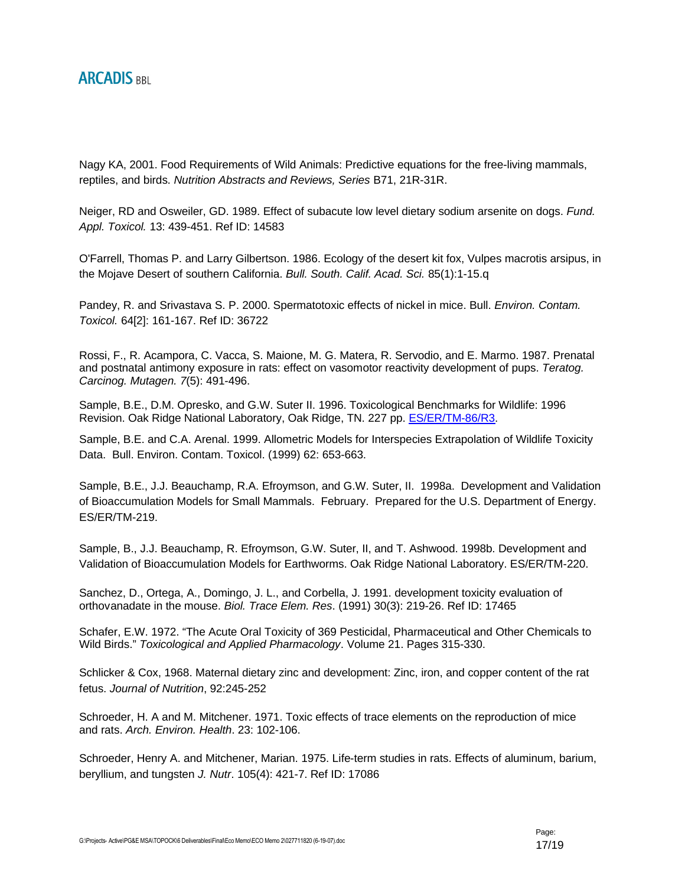Nagy KA, 2001. Food Requirements of Wild Animals: Predictive equations for the free-living mammals, reptiles, and birds. *Nutrition Abstracts and Reviews, Series* B71, 21R-31R.

Neiger, RD and Osweiler, GD. 1989. Effect of subacute low level dietary sodium arsenite on dogs. *Fund. Appl. Toxicol.* 13: 439-451. Ref ID: 14583

O'Farrell, Thomas P. and Larry Gilbertson. 1986. Ecology of the desert kit fox, Vulpes macrotis arsipus, in the Mojave Desert of southern California. *Bull. South. Calif. Acad. Sci.* 85(1):1-15.q

Pandey, R. and Srivastava S. P. 2000. Spermatotoxic effects of nickel in mice. Bull. *Environ. Contam. Toxicol.* 64[2]: 161-167. Ref ID: 36722

Rossi, F., R. Acampora, C. Vacca, S. Maione, M. G. Matera, R. Servodio, and E. Marmo. 1987. Prenatal and postnatal antimony exposure in rats: effect on vasomotor reactivity development of pups. *Teratog. Carcinog. Mutagen. 7*(5): 491-496.

Sample, B.E., D.M. Opresko, and G.W. Suter II. 1996. Toxicological Benchmarks for Wildlife: 1996 Revision. Oak Ridge National Laboratory, Oak Ridge, TN. 227 pp. ES/ER/TM-86/R3.

Sample, B.E. and C.A. Arenal. 1999. Allometric Models for Interspecies Extrapolation of Wildlife Toxicity Data. Bull. Environ. Contam. Toxicol. (1999) 62: 653-663.

Sample, B.E., J.J. Beauchamp, R.A. Efroymson, and G.W. Suter, II. 1998a. Development and Validation of Bioaccumulation Models for Small Mammals. February. Prepared for the U.S. Department of Energy. ES/ER/TM-219.

Sample, B., J.J. Beauchamp, R. Efroymson, G.W. Suter, II, and T. Ashwood. 1998b. Development and Validation of Bioaccumulation Models for Earthworms. Oak Ridge National Laboratory. ES/ER/TM-220.

Sanchez, D., Ortega, A., Domingo, J. L., and Corbella, J. 1991. development toxicity evaluation of orthovanadate in the mouse. *Biol. Trace Elem. Res*. (1991) 30(3): 219-26. Ref ID: 17465

Schafer, E.W. 1972. "The Acute Oral Toxicity of 369 Pesticidal, Pharmaceutical and Other Chemicals to Wild Birds." *Toxicological and Applied Pharmacology*. Volume 21. Pages 315-330.

Schlicker & Cox, 1968. Maternal dietary zinc and development: Zinc, iron, and copper content of the rat fetus. *Journal of Nutrition*, 92:245-252

Schroeder, H. A and M. Mitchener. 1971. Toxic effects of trace elements on the reproduction of mice and rats. *Arch. Environ. Health*. 23: 102-106.

Schroeder, Henry A. and Mitchener, Marian. 1975. Life-term studies in rats. Effects of aluminum, barium, beryllium, and tungsten *J. Nutr*. 105(4): 421-7. Ref ID: 17086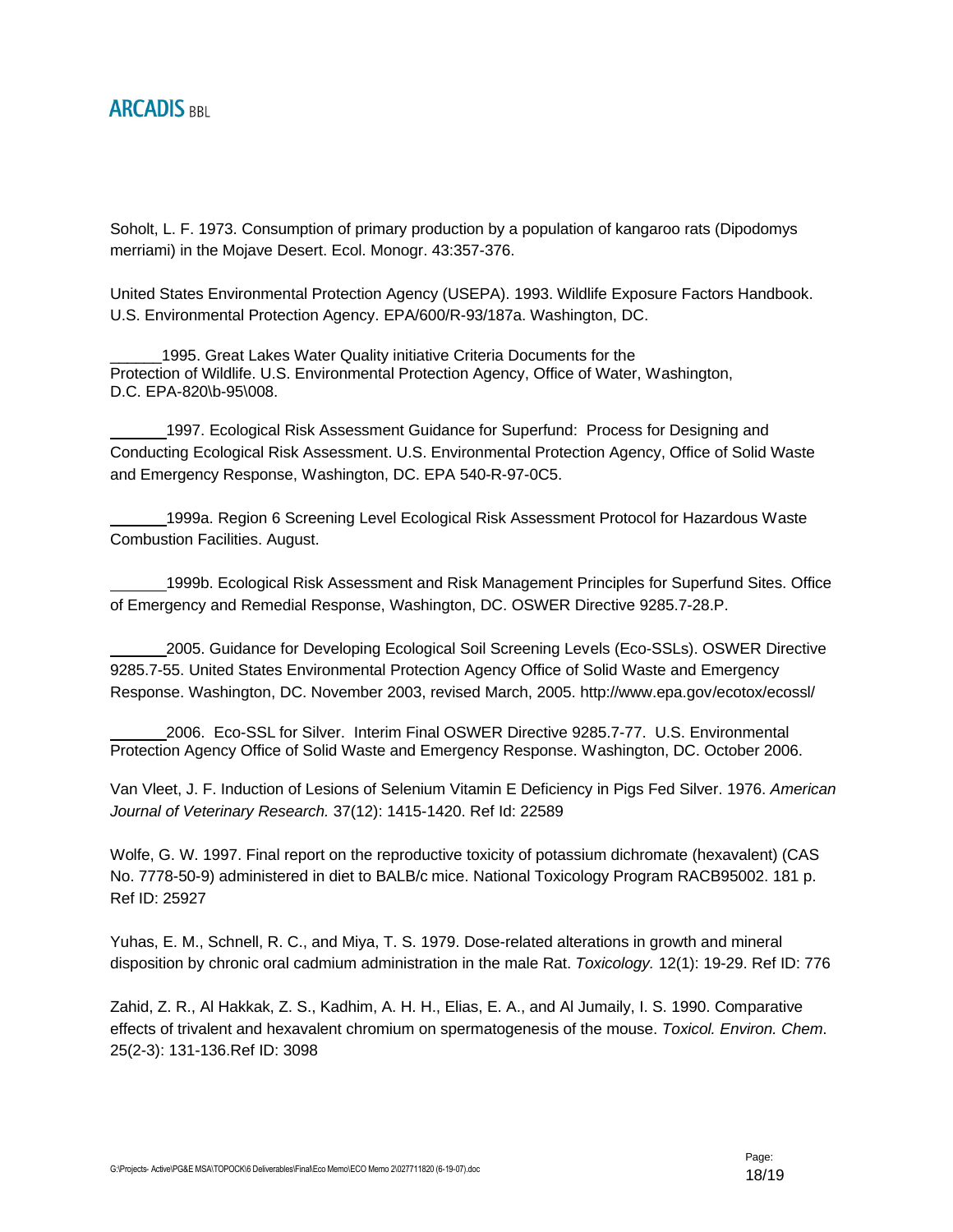Soholt, L. F. 1973. Consumption of primary production by a population of kangaroo rats (Dipodomys merriami) in the Mojave Desert. Ecol. Monogr. 43:357-376.

United States Environmental Protection Agency (USEPA). 1993. Wildlife Exposure Factors Handbook. U.S. Environmental Protection Agency. EPA/600/R-93/187a. Washington, DC.

______1995. Great Lakes Water Quality initiative Criteria Documents for the Protection of Wildlife. U.S. Environmental Protection Agency, Office of Water, Washington, D.C. EPA-820\b-95\008.

______1997. Ecological Risk Assessment Guidance for Superfund: Process for Designing and Conducting Ecological Risk Assessment. U.S. Environmental Protection Agency, Office of Solid Waste and Emergency Response, Washington, DC. EPA 540-R-97-0C5.

______1999a. Region 6 Screening Level Ecological Risk Assessment Protocol for Hazardous Waste Combustion Facilities. August.

______1999b. Ecological Risk Assessment and Risk Management Principles for Superfund Sites. Office of Emergency and Remedial Response, Washington, DC. OSWER Directive 9285.7-28.P.

______2005. Guidance for Developing Ecological Soil Screening Levels (Eco-SSLs). OSWER Directive 9285.7-55. United States Environmental Protection Agency Office of Solid Waste and Emergency Response. Washington, DC. November 2003, revised March, 2005. http://www.epa.gov/ecotox/ecossl/

______2006. Eco-SSL for Silver. Interim Final OSWER Directive 9285.7-77. U.S. Environmental Protection Agency Office of Solid Waste and Emergency Response. Washington, DC. October 2006.

Van Vleet, J. F. Induction of Lesions of Selenium Vitamin E Deficiency in Pigs Fed Silver. 1976. *American Journal of Veterinary Research.* 37(12): 1415-1420. Ref Id: 22589

Wolfe, G. W. 1997. Final report on the reproductive toxicity of potassium dichromate (hexavalent) (CAS No. 7778-50-9) administered in diet to BALB/c mice. National Toxicology Program RACB95002. 181 p. Ref ID: 25927

Yuhas, E. M., Schnell, R. C., and Miya, T. S. 1979. Dose-related alterations in growth and mineral disposition by chronic oral cadmium administration in the male Rat. *Toxicology.* 12(1): 19-29. Ref ID: 776

Zahid, Z. R., Al Hakkak, Z. S., Kadhim, A. H. H., Elias, E. A., and Al Jumaily, I. S. 1990. Comparative effects of trivalent and hexavalent chromium on spermatogenesis of the mouse. *Toxicol. Environ. Chem*. 25(2-3): 131-136.Ref ID: 3098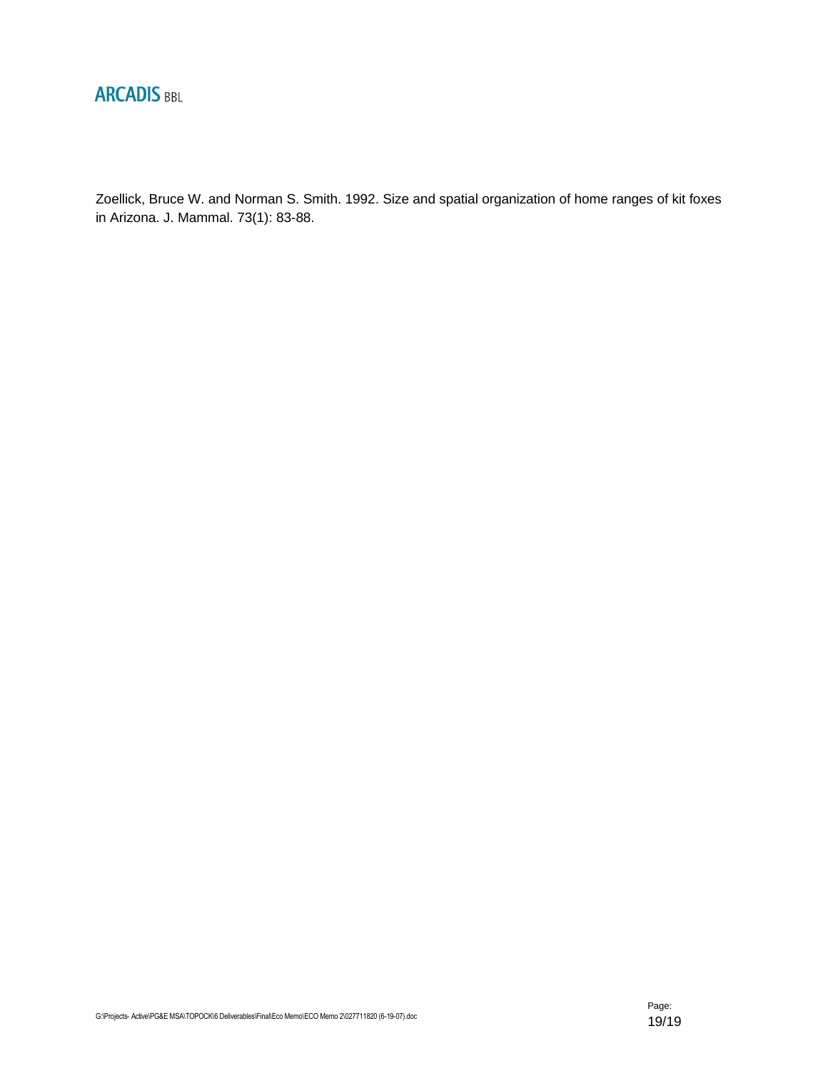Zoellick, Bruce W. and Norman S. Smith. 1992. Size and spatial organization of home ranges of kit foxes in Arizona. J. Mammal. 73(1): 83-88.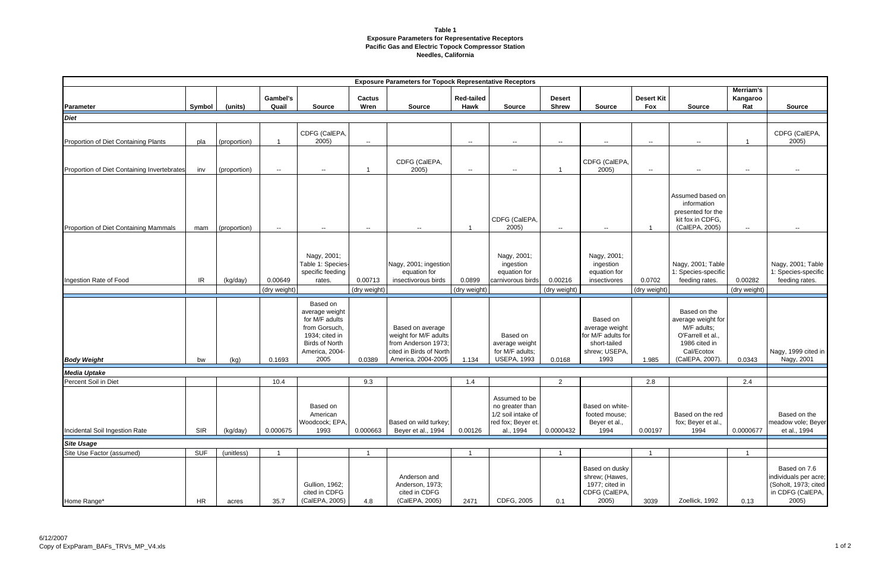**Table 1**
**Exposure Parameters for Representative Receptors**
**Pacific Gas and Electric Topock Compressor Station**
**Needles, California**

| Exposure Parameters for Topock Representative Receptors | | | | | | | | | | | | | | | |
|---|---|---|---|---|---|---|---|---|---|---|---|---|---|---|---|
| **Parameter** | **Symbol** | **(units)** | **Gambel's Quail** | **Source** | **Cactus Wren** | **Source** | **Red-tailed Hawk** | **Source** | **Desert Shrew** | **Source** | **Desert Kit Fox** | **Source** | **Merriam's Kangaroo Rat** | **Source** |
| ***Diet*** | | | | | | | | | | | | | | | |
| Proportion of Diet Containing Plants | pla | (proportion) | 1 | CDFG (CalEPA, 2005) | -- | | -- | -- | -- | -- | -- | -- | 1 | CDFG (CalEPA, 2005) |
| Proportion of Diet Containing Invertebrates | inv | (proportion) | -- | -- | 1 | CDFG (CalEPA, 2005) | -- | -- | 1 | CDFG (CalEPA, 2005) | -- | -- | -- | -- |
| Proportion of Diet Containing Mammals | mam | (proportion) | -- | -- | -- | -- | 1 | CDFG (CalEPA, 2005) | -- | -- | 1 | Assumed based on information presented for the kit fox in CDFG, (CalEPA, 2005) | -- | -- |
| Ingestion Rate of Food | IR | (kg/day) | 0.00649 | Nagy, 2001; Table 1: Species-specific feeding rates. | 0.00713 | Nagy, 2001; ingestion equation for insectivorous birds | 0.0899 | Nagy, 2001; ingestion equation for carnivorous birds | 0.00216 | Nagy, 2001; ingestion equation for insectivores | 0.0702 | Nagy, 2001; Table 1: Species-specific feeding rates. | 0.00282 | Nagy, 2001; Table 1: Species-specific feeding rates. |
| | | | (dry weight) | | (dry weight) | | (dry weight) | | (dry weight) | | (dry weight) | | (dry weight) | |
| ***Body Weight*** | bw | (kg) | 0.1693 | Based on average weight for M/F adults from Gorsuch, 1934; cited in Birds of North America, 2004-2005 | 0.0389 | Based on average weight for M/F adults from Anderson 1973; cited in Birds of North America, 2004-2005 | 1.134 | Based on average weight for M/F adults; USEPA, 1993 | 0.0168 | Based on average weight for M/F adults for short-tailed shrew; USEPA, 1993 | 1.985 | Based on the average weight for M/F adults; O'Farrell et al., 1986 cited in Cal/Ecotox (CalEPA, 2007). | 0.0343 | Nagy, 1999 cited in Nagy, 2001 |
| ***Media Uptake*** | | | | | | | | | | | | | | | |
| Percent Soil in Diet | | | 10.4 | | 9.3 | | 1.4 | | 2 | | 2.8 | | 2.4 | |
| Incidental Soil Ingestion Rate | SIR | (kg/day) | 0.000675 | Based on American Woodcock; EPA, 1993 | 0.000663 | Based on wild turkey; Beyer et al., 1994 | 0.00126 | Assumed to be no greater than 1/2 soil intake of red fox; Beyer et. al., 1994 | 0.0000432 | Based on white-footed mouse; Beyer et al., 1994 | 0.00197 | Based on the red fox; Beyer et al., 1994 | 0.0000677 | Based on the meadow vole; Beyer et al., 1994 |
| ***Site Usage*** | | | | | | | | | | | | | | | |
| Site Use Factor (assumed) | SUF | (unitless) | 1 | | 1 | | 1 | | 1 | | 1 | | 1 | |
| Home Range* | HR | acres | 35.7 | Gullion, 1962; cited in CDFG (CalEPA, 2005) | 4.8 | Anderson and Anderson, 1973; cited in CDFG (CalEPA, 2005) | 2471 | CDFG, 2005 | 0.1 | Based on dusky shrew; (Hawes, 1977; cited in CDFG (CalEPA, 2005) | 3039 | Zoellick, 1992 | 0.13 | Based on 7.6 individuals per acre; (Soholt, 1973; cited in CDFG (CalEPA, 2005) |

6/12/2007
Copy of ExpParam_BAFs_TRVs_MP_V4.xls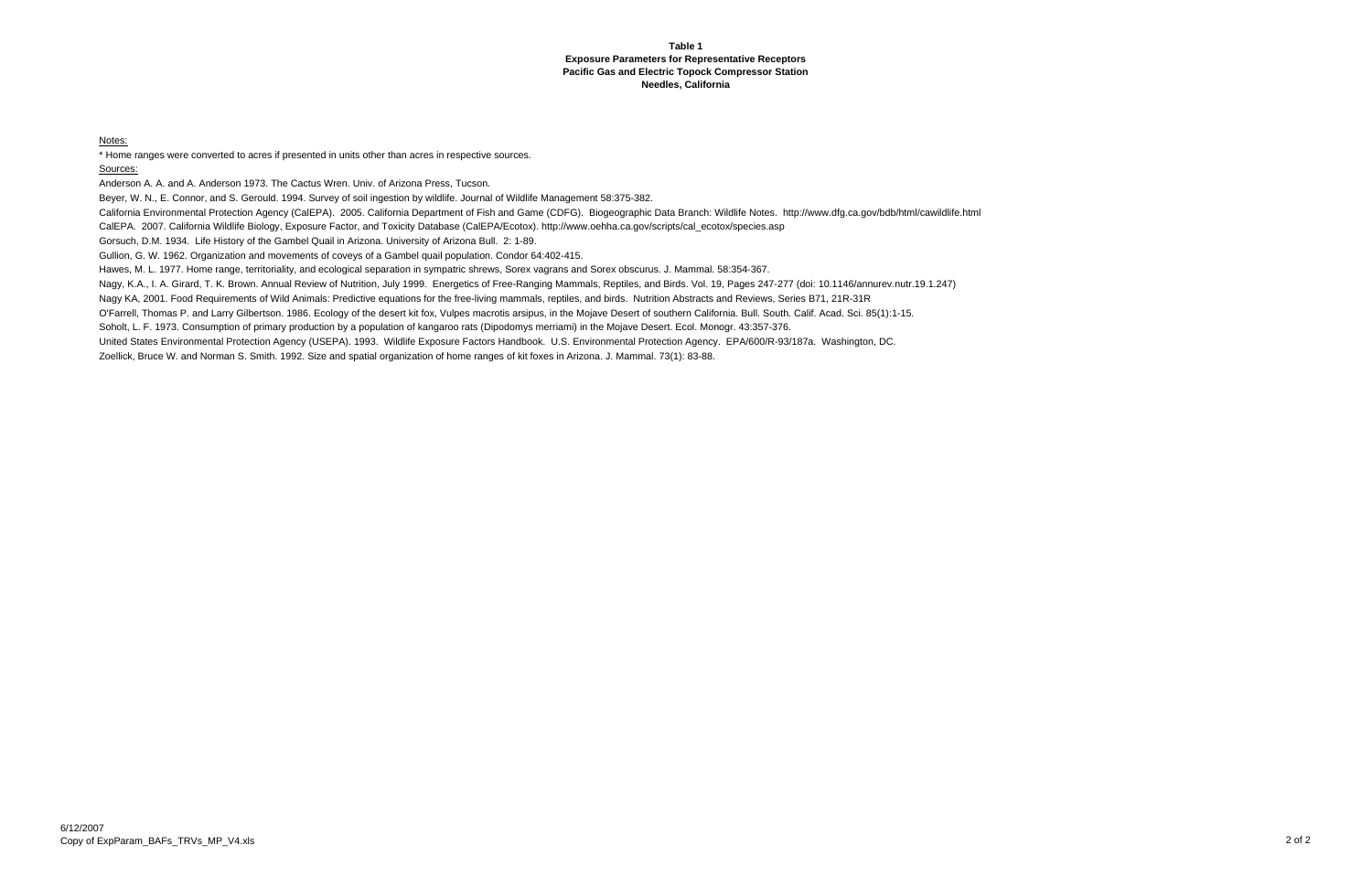**Table 1**
**Exposure Parameters for Representative Receptors**
**Pacific Gas and Electric Topock Compressor Station**
**Needles, California**

Notes:

* Home ranges were converted to acres if presented in units other than acres in respective sources.

Sources:

Anderson A. A. and A. Anderson 1973. The Cactus Wren. Univ. of Arizona Press, Tucson.

Beyer, W. N., E. Connor, and S. Gerould. 1994. Survey of soil ingestion by wildlife. Journal of Wildlife Management 58:375-382.

California Environmental Protection Agency (CalEPA). 2005. California Department of Fish and Game (CDFG). Biogeographic Data Branch: Wildlife Notes. http://www.dfg.ca.gov/bdb/html/cawildlife.html

CalEPA. 2007. California Wildlife Biology, Exposure Factor, and Toxicity Database (CalEPA/Ecotox). http://www.oehha.ca.gov/scripts/cal_ecotox/species.asp

Gorsuch, D.M. 1934. Life History of the Gambel Quail in Arizona. University of Arizona Bull. 2: 1-89.

Gullion, G. W. 1962. Organization and movements of coveys of a Gambel quail population. Condor 64:402-415.

Hawes, M. L. 1977. Home range, territoriality, and ecological separation in sympatric shrews, Sorex vagrans and Sorex obscurus. J. Mammal. 58:354-367.

Nagy, K.A., I. A. Girard, T. K. Brown. Annual Review of Nutrition, July 1999. Energetics of Free-Ranging Mammals, Reptiles, and Birds. Vol. 19, Pages 247-277 (doi: 10.1146/annurev.nutr.19.1.247)

Nagy KA, 2001. Food Requirements of Wild Animals: Predictive equations for the free-living mammals, reptiles, and birds. Nutrition Abstracts and Reviews, Series B71, 21R-31R

O'Farrell, Thomas P. and Larry Gilbertson. 1986. Ecology of the desert kit fox, Vulpes macrotis arsipus, in the Mojave Desert of southern California. Bull. South. Calif. Acad. Sci. 85(1):1-15.

Soholt, L. F. 1973. Consumption of primary production by a population of kangaroo rats (Dipodomys merriami) in the Mojave Desert. Ecol. Monogr. 43:357-376.

United States Environmental Protection Agency (USEPA). 1993. Wildlife Exposure Factors Handbook. U.S. Environmental Protection Agency. EPA/600/R-93/187a. Washington, DC.

Zoellick, Bruce W. and Norman S. Smith. 1992. Size and spatial organization of home ranges of kit foxes in Arizona. J. Mammal. 73(1): 83-88.

6/12/2007
Copy of ExpParam_BAFs_TRVs_MP_V4.xls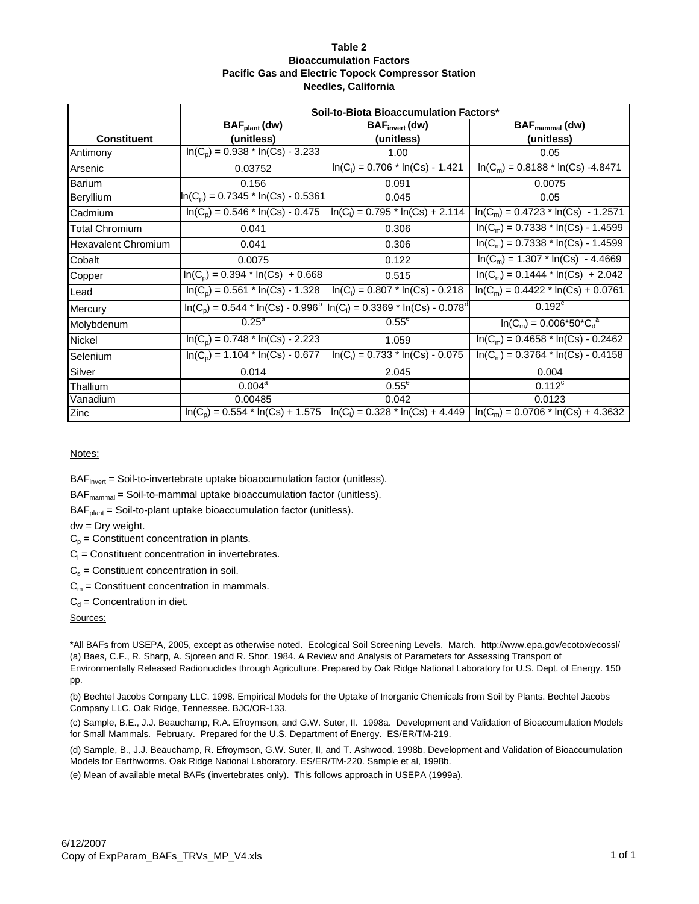**Table 2**
**Bioaccumulation Factors**
**Pacific Gas and Electric Topock Compressor Station**
**Needles, California**

| | Soil-to-Biota Bioaccumulation Factors* | | |
|---|---|---|---|
| **Constituent** | **$BAF_{plant}$ (dw) (unitless)** | **$BAF_{invert}$ (dw) (unitless)** | **$BAF_{mammal}$ (dw) (unitless)** |
| Antimony | $\ln(C_p) = 0.938 * \ln(Cs) - 3.233$ | 1.00 | 0.05 |
| Arsenic | 0.03752 | $\ln(C_i) = 0.706 * \ln(Cs) - 1.421$ | $\ln(C_m) = 0.8188 * \ln(Cs) - 4.8471$ |
| Barium | 0.156 | 0.091 | 0.0075 |
| Beryllium | $\ln(C_p) = 0.7345 * \ln(Cs) - 0.5361$ | 0.045 | 0.05 |
| Cadmium | $\ln(C_p) = 0.546 * \ln(Cs) - 0.475$ | $\ln(C_i) = 0.795 * \ln(Cs) + 2.114$ | $\ln(C_m) = 0.4723 * \ln(Cs) - 1.2571$ |
| Total Chromium | 0.041 | 0.306 | $\ln(C_m) = 0.7338 * \ln(Cs) - 1.4599$ |
| Hexavalent Chromium | 0.041 | 0.306 | $\ln(C_m) = 0.7338 * \ln(Cs) - 1.4599$ |
| Cobalt | 0.0075 | 0.122 | $\ln(C_m) = 1.307 * \ln(Cs) - 4.4669$ |
| Copper | $\ln(C_p) = 0.394 * \ln(Cs) + 0.668$ | 0.515 | $\ln(C_m) = 0.1444 * \ln(Cs) + 2.042$ |
| Lead | $\ln(C_p) = 0.561 * \ln(Cs) - 1.328$ | $\ln(C_i) = 0.807 * \ln(Cs) - 0.218$ | $\ln(C_m) = 0.4422 * \ln(Cs) + 0.0761$ |
| Mercury | $\ln(C_p) = 0.544 * \ln(Cs) - 0.996$[b] | $\ln(C_i) = 0.3369 * \ln(Cs) - 0.078$[d] | 0.192[c] |
| Molybdenum | 0.25[a] | 0.55[e] | $\ln(C_m) = 0.006*50*C_d$[a] |
| Nickel | $\ln(C_p) = 0.748 * \ln(Cs) - 2.223$ | 1.059 | $\ln(C_m) = 0.4658 * \ln(Cs) - 0.2462$ |
| Selenium | $\ln(C_p) = 1.104 * \ln(Cs) - 0.677$ | $\ln(C_i) = 0.733 * \ln(Cs) - 0.075$ | $\ln(C_m) = 0.3764 * \ln(Cs) - 0.4158$ |
| Silver | 0.014 | 2.045 | 0.004 |
| Thallium | 0.004[a] | 0.55[e] | 0.112[c] |
| Vanadium | 0.00485 | 0.042 | 0.0123 |
| Zinc | $\ln(C_p) = 0.554 * \ln(Cs) + 1.575$ | $\ln(C_i) = 0.328 * \ln(Cs) + 4.449$ | $\ln(C_m) = 0.0706 * \ln(Cs) + 4.3632$ |

Notes:

$BAF_{invert}$ = Soil-to-invertebrate uptake bioaccumulation factor (unitless).

$BAF_{mammal}$ = Soil-to-mammal uptake bioaccumulation factor (unitless).

$BAF_{plant}$ = Soil-to-plant uptake bioaccumulation factor (unitless).

dw = Dry weight.

$C_p$ = Constituent concentration in plants.

$C_i$ = Constituent concentration in invertebrates.

$C_s$ = Constituent concentration in soil.

$C_m$ = Constituent concentration in mammals.

$C_d$ = Concentration in diet.

Sources:

*All BAFs from USEPA, 2005, except as otherwise noted. Ecological Soil Screening Levels. March. http://www.epa.gov/ecotox/ecossl/

(a) Baes, C.F., R. Sharp, A. Sjoreen and R. Shor. 1984. A Review and Analysis of Parameters for Assessing Transport of Environmentally Released Radionuclides through Agriculture. Prepared by Oak Ridge National Laboratory for U.S. Dept. of Energy. 150 pp.

(b) Bechtel Jacobs Company LLC. 1998. Empirical Models for the Uptake of Inorganic Chemicals from Soil by Plants. Bechtel Jacobs Company LLC, Oak Ridge, Tennessee. BJC/OR-133.

(c) Sample, B.E., J.J. Beauchamp, R.A. Efroymson, and G.W. Suter, II. 1998a. Development and Validation of Bioaccumulation Models for Small Mammals. February. Prepared for the U.S. Department of Energy. ES/ER/TM-219.

(d) Sample, B., J.J. Beauchamp, R. Efroymson, G.W. Suter, II, and T. Ashwood. 1998b. Development and Validation of Bioaccumulation Models for Earthworms. Oak Ridge National Laboratory. ES/ER/TM-220. Sample et al, 1998b.

(e) Mean of available metal BAFs (invertebrates only). This follows approach in USEPA (1999a).

6/12/2007
Copy of ExpParam_BAFs_TRVs_MP_V4.xls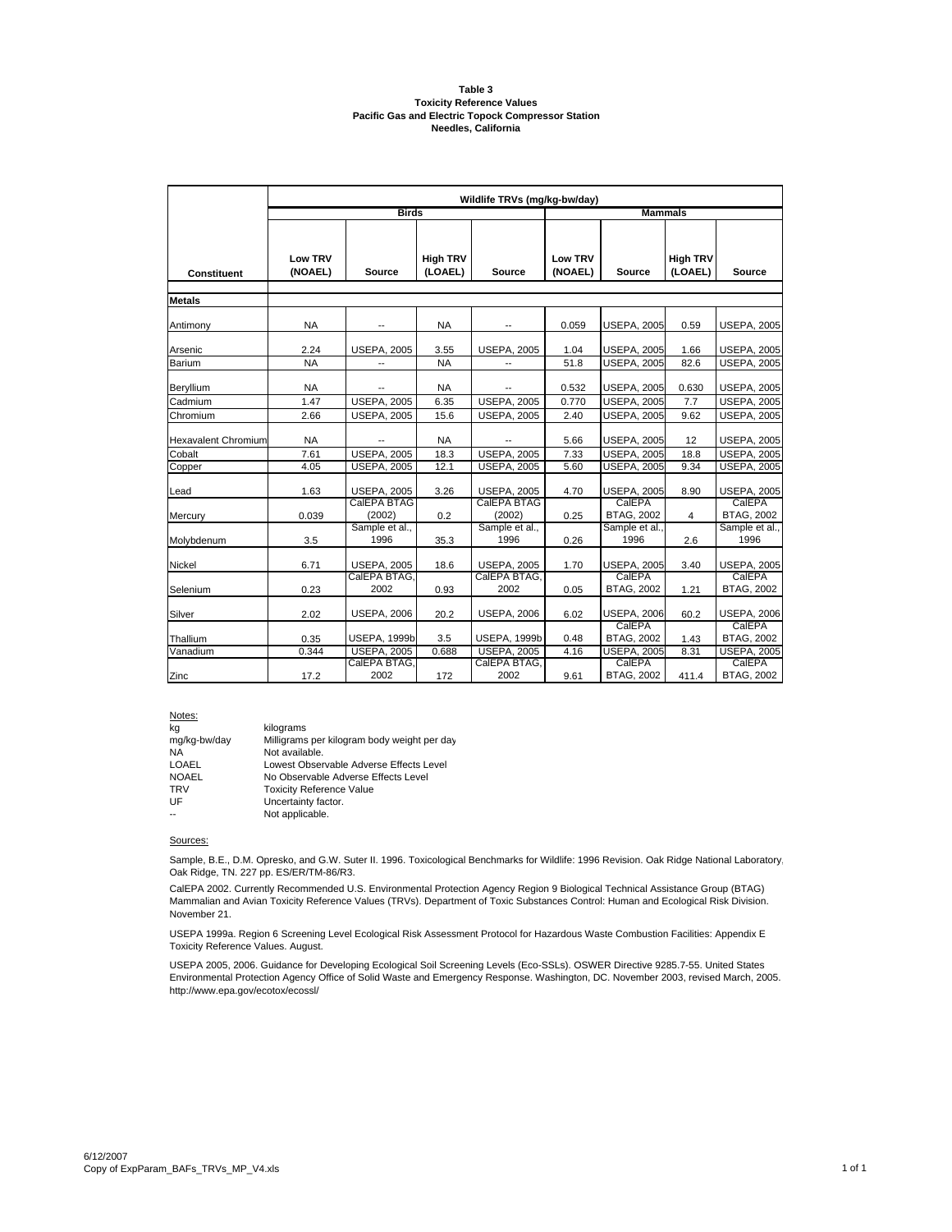**Table 3**
**Toxicity Reference Values**
**Pacific Gas and Electric Topock Compressor Station**
**Needles, California**

| | Wildlife TRVs (mg/kg-bw/day) | | | | | | | |
|---|---|---|---|---|---|---|---|---|
| | Birds | | | | Mammals | | | |
| Constituent | Low TRV (NOAEL) | Source | High TRV (LOAEL) | Source | Low TRV (NOAEL) | Source | High TRV (LOAEL) | Source |
| **Metals** | | | | | | | | |
| Antimony | NA | -- | NA | -- | 0.059 | USEPA, 2005 | 0.59 | USEPA, 2005 |
| Arsenic | 2.24 | USEPA, 2005 | 3.55 | USEPA, 2005 | 1.04 | USEPA, 2005 | 1.66 | USEPA, 2005 |
| Barium | NA | -- | NA | -- | 51.8 | USEPA, 2005 | 82.6 | USEPA, 2005 |
| Beryllium | NA | -- | NA | -- | 0.532 | USEPA, 2005 | 0.630 | USEPA, 2005 |
| Cadmium | 1.47 | USEPA, 2005 | 6.35 | USEPA, 2005 | 0.770 | USEPA, 2005 | 7.7 | USEPA, 2005 |
| Chromium | 2.66 | USEPA, 2005 | 15.6 | USEPA, 2005 | 2.40 | USEPA, 2005 | 9.62 | USEPA, 2005 |
| Hexavalent Chromium | NA | -- | NA | -- | 5.66 | USEPA, 2005 | 12 | USEPA, 2005 |
| Cobalt | 7.61 | USEPA, 2005 | 18.3 | USEPA, 2005 | 7.33 | USEPA, 2005 | 18.8 | USEPA, 2005 |
| Copper | 4.05 | USEPA, 2005 | 12.1 | USEPA, 2005 | 5.60 | USEPA, 2005 | 9.34 | USEPA, 2005 |
| Lead | 1.63 | USEPA, 2005 | 3.26 | USEPA, 2005 | 4.70 | USEPA, 2005 | 8.90 | USEPA, 2005 |
| Mercury | 0.039 | CalEPA BTAG (2002) | 0.2 | CalEPA BTAG (2002) | 0.25 | CalEPA BTAG, 2002 | 4 | CalEPA BTAG, 2002 |
| Molybdenum | 3.5 | Sample et al., 1996 | 35.3 | Sample et al., 1996 | 0.26 | Sample et al., 1996 | 2.6 | Sample et al., 1996 |
| Nickel | 6.71 | USEPA, 2005 | 18.6 | USEPA, 2005 | 1.70 | USEPA, 2005 | 3.40 | USEPA, 2005 |
| Selenium | 0.23 | CalEPA BTAG, 2002 | 0.93 | CalEPA BTAG, 2002 | 0.05 | CalEPA BTAG, 2002 | 1.21 | CalEPA BTAG, 2002 |
| Silver | 2.02 | USEPA, 2006 | 20.2 | USEPA, 2006 | 6.02 | USEPA, 2006 | 60.2 | USEPA, 2006 |
| Thallium | 0.35 | USEPA, 1999b | 3.5 | USEPA, 1999b | 0.48 | CalEPA BTAG, 2002 | 1.43 | CalEPA BTAG, 2002 |
| Vanadium | 0.344 | USEPA, 2005 | 0.688 | USEPA, 2005 | 4.16 | USEPA, 2005 | 8.31 | USEPA, 2005 |
| Zinc | 17.2 | CalEPA BTAG, 2002 | 172 | CalEPA BTAG, 2002 | 9.61 | CalEPA BTAG, 2002 | 411.4 | CalEPA BTAG, 2002 |

Notes:

| | |
|---|---|
| kg | kilograms |
| mg/kg-bw/day | Milligrams per kilogram body weight per day |
| NA | Not available. |
| LOAEL | Lowest Observable Adverse Effects Level |
| NOAEL | No Observable Adverse Effects Level |
| TRV | Toxicity Reference Value |
| UF | Uncertainty factor. |
| -- | Not applicable. |

Sources:

Sample, B.E., D.M. Opresko, and G.W. Suter II. 1996. Toxicological Benchmarks for Wildlife: 1996 Revision. Oak Ridge National Laboratory, Oak Ridge, TN. 227 pp. ES/ER/TM-86/R3.

CalEPA 2002. Currently Recommended U.S. Environmental Protection Agency Region 9 Biological Technical Assistance Group (BTAG) Mammalian and Avian Toxicity Reference Values (TRVs). Department of Toxic Substances Control: Human and Ecological Risk Division. November 21.

USEPA 1999a. Region 6 Screening Level Ecological Risk Assessment Protocol for Hazardous Waste Combustion Facilities: Appendix E Toxicity Reference Values. August.

USEPA 2005, 2006. Guidance for Developing Ecological Soil Screening Levels (Eco-SSLs). OSWER Directive 9285.7-55. United States Environmental Protection Agency Office of Solid Waste and Emergency Response. Washington, DC. November 2003, revised March, 2005. http://www.epa.gov/ecotox/ecossl/

6/12/2007
Copy of ExpParam_BAFs_TRVs_MP_V4.xls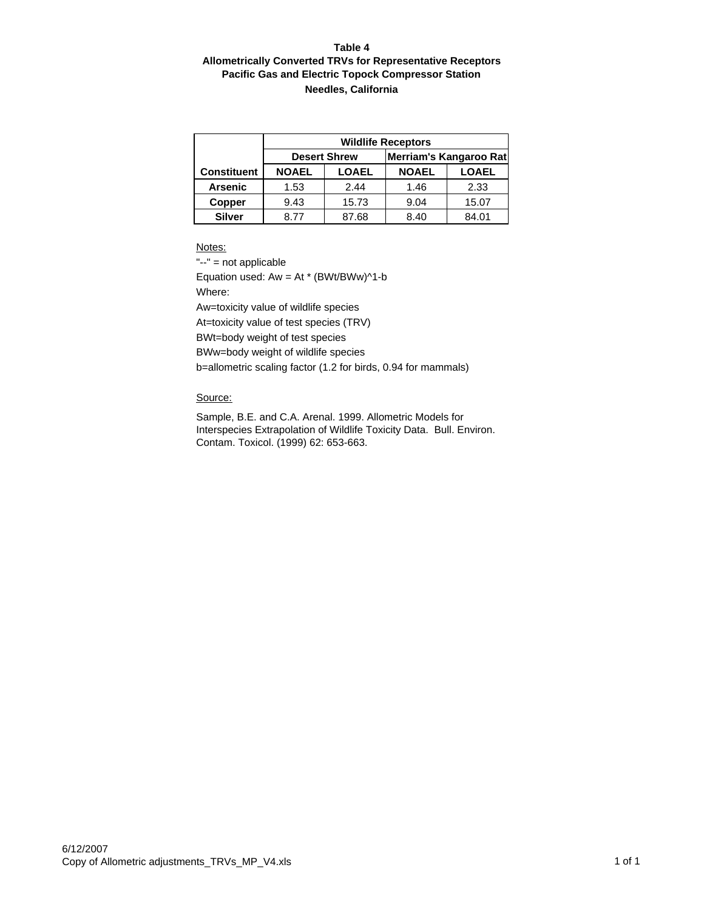**Table 4**
**Allometrically Converted TRVs for Representative Receptors**
**Pacific Gas and Electric Topock Compressor Station**
**Needles, California**

| | Wildlife Receptors | | | |
|---|---|---|---|---|
| | Desert Shrew | | Merriam's Kangaroo Rat | |
| **Constituent** | **NOAEL** | **LOAEL** | **NOAEL** | **LOAEL** |
| **Arsenic** | 1.53 | 2.44 | 1.46 | 2.33 |
| **Copper** | 9.43 | 15.73 | 9.04 | 15.07 |
| **Silver** | 8.77 | 87.68 | 8.40 | 84.01 |

Notes:

"--" = not applicable

Equation used: $Aw = At * (BWt/BWw)^{1-b}$

Where:

Aw=toxicity value of wildlife species

At=toxicity value of test species (TRV)

BWt=body weight of test species

BWw=body weight of wildlife species

b=allometric scaling factor (1.2 for birds, 0.94 for mammals)

Source:

Sample, B.E. and C.A. Arenal. 1999. Allometric Models for Interspecies Extrapolation of Wildlife Toxicity Data. Bull. Environ. Contam. Toxicol. (1999) 62: 653-663.

6/12/2007
Copy of Allometric adjustments_TRVs_MP_V4.xls